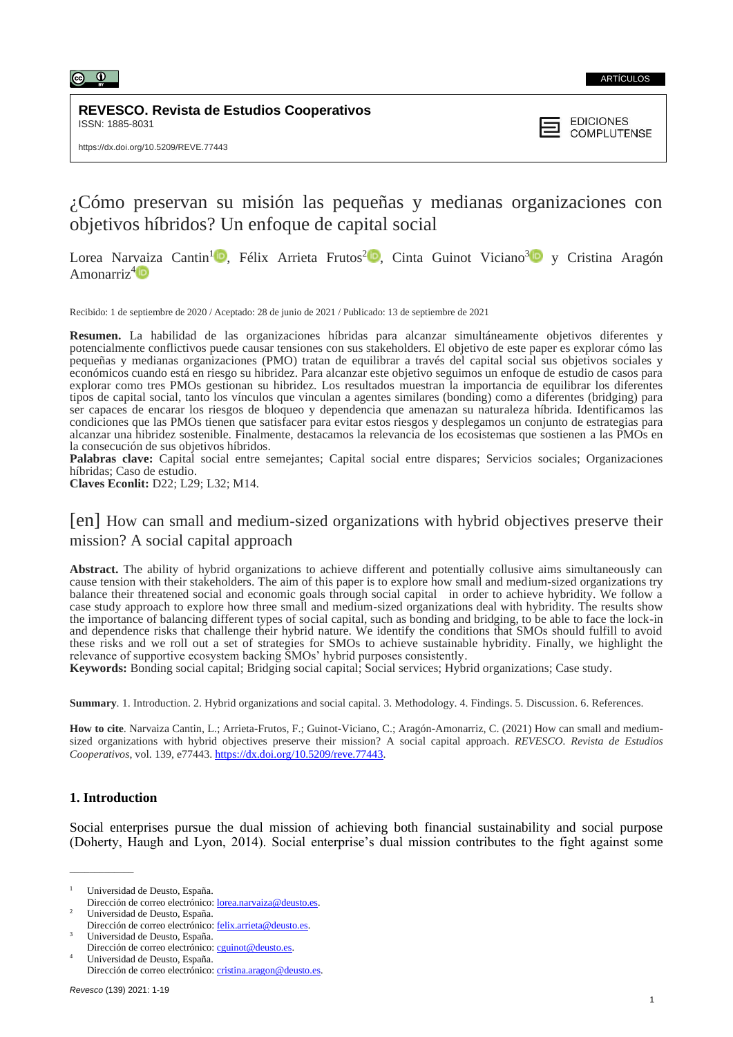ARTÍCULOS

**REVESCO. Revista de Estudios Cooperativos**
ISSN: 1885-8031

https://dx.doi.org/10.5209/REVE.77443

EDICIONES COMPLUTENSE

# ¿Cómo preservan su misión las pequeñas y medianas organizaciones con objetivos híbridos? Un enfoque de capital social

Lorea Narvaiza Cantin[1], Félix Arrieta Frutos[2], Cinta Guinot Viciano[3] y Cristina Aragón Amonarriz[4]

Recibido: 1 de septiembre de 2020 / Aceptado: 28 de junio de 2021 / Publicado: 13 de septiembre de 2021

**Resumen.** La habilidad de las organizaciones híbridas para alcanzar simultáneamente objetivos diferentes y potencialmente conflictivos puede causar tensiones con sus stakeholders. El objetivo de este paper es explorar cómo las pequeñas y medianas organizaciones (PMO) tratan de equilibrar a través del capital social sus objetivos sociales y económicos cuando está en riesgo su hibridez. Para alcanzar este objetivo seguimos un enfoque de estudio de casos para explorar como tres PMOs gestionan su hibridez. Los resultados muestran la importancia de equilibrar los diferentes tipos de capital social, tanto los vínculos que vinculan a agentes similares (bonding) como a diferentes (bridging) para ser capaces de encarar los riesgos de bloqueo y dependencia que amenazan su naturaleza híbrida. Identificamos las condiciones que las PMOs tienen que satisfacer para evitar estos riesgos y desplegamos un conjunto de estrategias para alcanzar una hibridez sostenible. Finalmente, destacamos la relevancia de los ecosistemas que sostienen a las PMOs en la consecución de sus objetivos híbridos.
**Palabras clave:** Capital social entre semejantes; Capital social entre dispares; Servicios sociales; Organizaciones híbridas; Caso de estudio.
**Claves Econlit:** D22; L29; L32; M14.

## [en] How can small and medium-sized organizations with hybrid objectives preserve their mission? A social capital approach

**Abstract.** The ability of hybrid organizations to achieve different and potentially collusive aims simultaneously can cause tension with their stakeholders. The aim of this paper is to explore how small and medium-sized organizations try balance their threatened social and economic goals through social capital in order to achieve hybridity. We follow a case study approach to explore how three small and medium-sized organizations deal with hybridity. The results show the importance of balancing different types of social capital, such as bonding and bridging, to be able to face the lock-in and dependence risks that challenge their hybrid nature. We identify the conditions that SMOs should fulfill to avoid these risks and we roll out a set of strategies for SMOs to achieve sustainable hybridity. Finally, we highlight the relevance of supportive ecosystem backing SMOs' hybrid purposes consistently.
**Keywords:** Bonding social capital; Bridging social capital; Social services; Hybrid organizations; Case study.

**Summary**. 1. Introduction. 2. Hybrid organizations and social capital. 3. Methodology. 4. Findings. 5. Discussion. 6. References.

**How to cite**. Narvaiza Cantin, L.; Arrieta-Frutos, F.; Guinot-Viciano, C.; Aragón-Amonarriz, C. (2021) How can small and medium-sized organizations with hybrid objectives preserve their mission? A social capital approach. *REVESCO. Revista de Estudios Cooperativos*, vol. 139, e77443. https://dx.doi.org/10.5209/reve.77443.

## 1. Introduction

Social enterprises pursue the dual mission of achieving both financial sustainability and social purpose (Doherty, Haugh and Lyon, 2014). Social enterprise's dual mission contributes to the fight against some

---

[1] Universidad de Deusto, España.
Dirección de correo electrónico: lorea.narvaiza@deusto.es.
[2] Universidad de Deusto, España.
Dirección de correo electrónico: felix.arrieta@deusto.es.
[3] Universidad de Deusto, España.
Dirección de correo electrónico: cguinot@deusto.es.
[4] Universidad de Deusto, España.
Dirección de correo electrónico: cristina.aragon@deusto.es.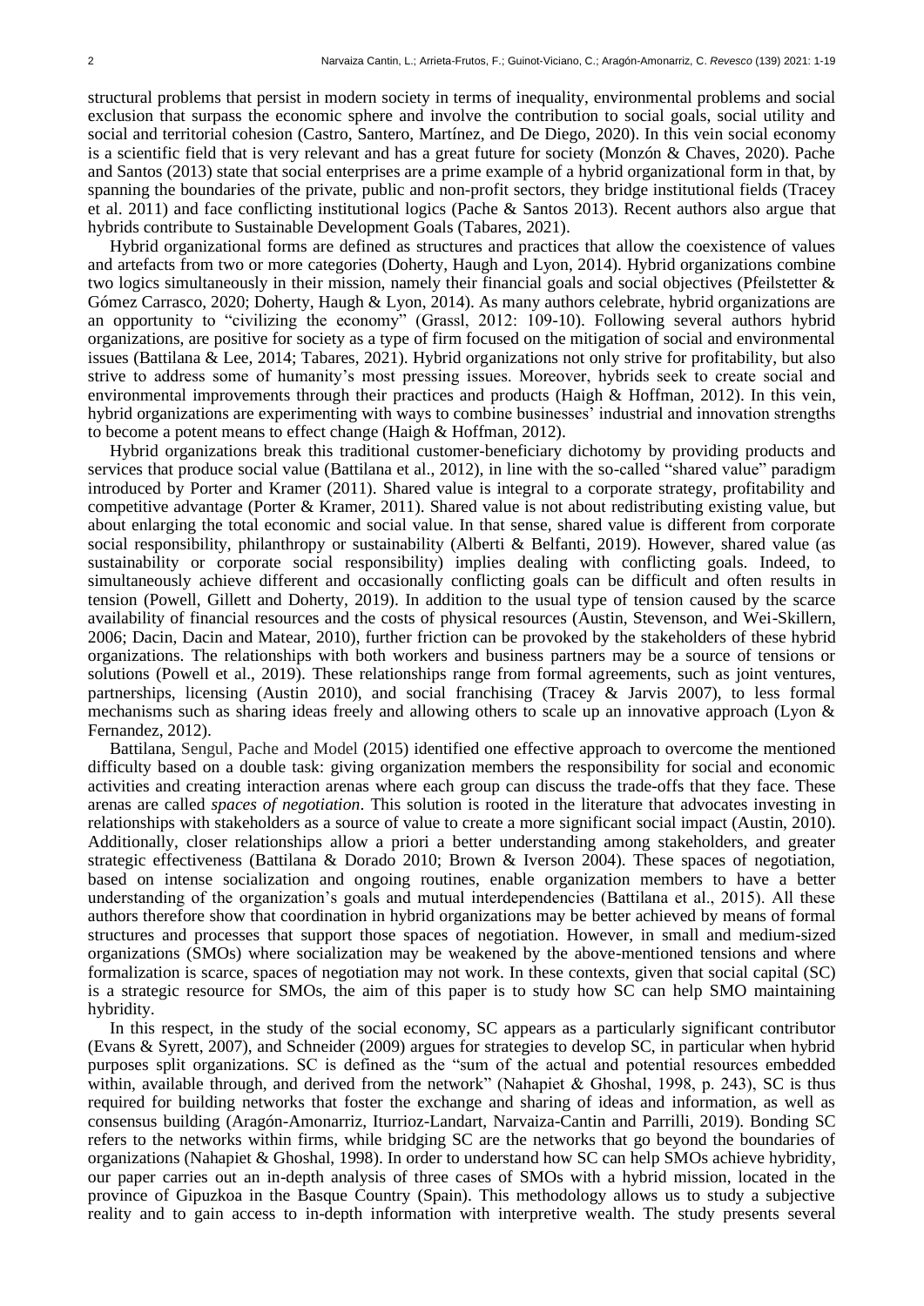structural problems that persist in modern society in terms of inequality, environmental problems and social exclusion that surpass the economic sphere and involve the contribution to social goals, social utility and social and territorial cohesion (Castro, Santero, Martínez, and De Diego, 2020). In this vein social economy is a scientific field that is very relevant and has a great future for society (Monzón & Chaves, 2020). Pache and Santos (2013) state that social enterprises are a prime example of a hybrid organizational form in that, by spanning the boundaries of the private, public and non-profit sectors, they bridge institutional fields (Tracey et al. 2011) and face conflicting institutional logics (Pache & Santos 2013). Recent authors also argue that hybrids contribute to Sustainable Development Goals (Tabares, 2021).

Hybrid organizational forms are defined as structures and practices that allow the coexistence of values and artefacts from two or more categories (Doherty, Haugh and Lyon, 2014). Hybrid organizations combine two logics simultaneously in their mission, namely their financial goals and social objectives (Pfeilstetter & Gómez Carrasco, 2020; Doherty, Haugh & Lyon, 2014). As many authors celebrate, hybrid organizations are an opportunity to "civilizing the economy" (Grassl, 2012: 109-10). Following several authors hybrid organizations, are positive for society as a type of firm focused on the mitigation of social and environmental issues (Battilana & Lee, 2014; Tabares, 2021). Hybrid organizations not only strive for profitability, but also strive to address some of humanity's most pressing issues. Moreover, hybrids seek to create social and environmental improvements through their practices and products (Haigh & Hoffman, 2012). In this vein, hybrid organizations are experimenting with ways to combine businesses' industrial and innovation strengths to become a potent means to effect change (Haigh & Hoffman, 2012).

Hybrid organizations break this traditional customer-beneficiary dichotomy by providing products and services that produce social value (Battilana et al., 2012), in line with the so-called "shared value" paradigm introduced by Porter and Kramer (2011). Shared value is integral to a corporate strategy, profitability and competitive advantage (Porter & Kramer, 2011). Shared value is not about redistributing existing value, but about enlarging the total economic and social value. In that sense, shared value is different from corporate social responsibility, philanthropy or sustainability (Alberti & Belfanti, 2019). However, shared value (as sustainability or corporate social responsibility) implies dealing with conflicting goals. Indeed, to simultaneously achieve different and occasionally conflicting goals can be difficult and often results in tension (Powell, Gillett and Doherty, 2019). In addition to the usual type of tension caused by the scarce availability of financial resources and the costs of physical resources (Austin, Stevenson, and Wei-Skillern, 2006; Dacin, Dacin and Matear, 2010), further friction can be provoked by the stakeholders of these hybrid organizations. The relationships with both workers and business partners may be a source of tensions or solutions (Powell et al., 2019). These relationships range from formal agreements, such as joint ventures, partnerships, licensing (Austin 2010), and social franchising (Tracey & Jarvis 2007), to less formal mechanisms such as sharing ideas freely and allowing others to scale up an innovative approach (Lyon & Fernandez, 2012).

Battilana, Sengul, Pache and Model (2015) identified one effective approach to overcome the mentioned difficulty based on a double task: giving organization members the responsibility for social and economic activities and creating interaction arenas where each group can discuss the trade-offs that they face. These arenas are called *spaces of negotiation*. This solution is rooted in the literature that advocates investing in relationships with stakeholders as a source of value to create a more significant social impact (Austin, 2010). Additionally, closer relationships allow a priori a better understanding among stakeholders, and greater strategic effectiveness (Battilana & Dorado 2010; Brown & Iverson 2004). These spaces of negotiation, based on intense socialization and ongoing routines, enable organization members to have a better understanding of the organization's goals and mutual interdependencies (Battilana et al., 2015). All these authors therefore show that coordination in hybrid organizations may be better achieved by means of formal structures and processes that support those spaces of negotiation. However, in small and medium-sized organizations (SMOs) where socialization may be weakened by the above-mentioned tensions and where formalization is scarce, spaces of negotiation may not work. In these contexts, given that social capital (SC) is a strategic resource for SMOs, the aim of this paper is to study how SC can help SMO maintaining hybridity.

In this respect, in the study of the social economy, SC appears as a particularly significant contributor (Evans & Syrett, 2007), and Schneider (2009) argues for strategies to develop SC, in particular when hybrid purposes split organizations. SC is defined as the "sum of the actual and potential resources embedded within, available through, and derived from the network" (Nahapiet & Ghoshal, 1998, p. 243), SC is thus required for building networks that foster the exchange and sharing of ideas and information, as well as consensus building (Aragón-Amonarriz, Iturrioz-Landart, Narvaiza-Cantin and Parrilli, 2019). Bonding SC refers to the networks within firms, while bridging SC are the networks that go beyond the boundaries of organizations (Nahapiet & Ghoshal, 1998). In order to understand how SC can help SMOs achieve hybridity, our paper carries out an in-depth analysis of three cases of SMOs with a hybrid mission, located in the province of Gipuzkoa in the Basque Country (Spain). This methodology allows us to study a subjective reality and to gain access to in-depth information with interpretive wealth. The study presents several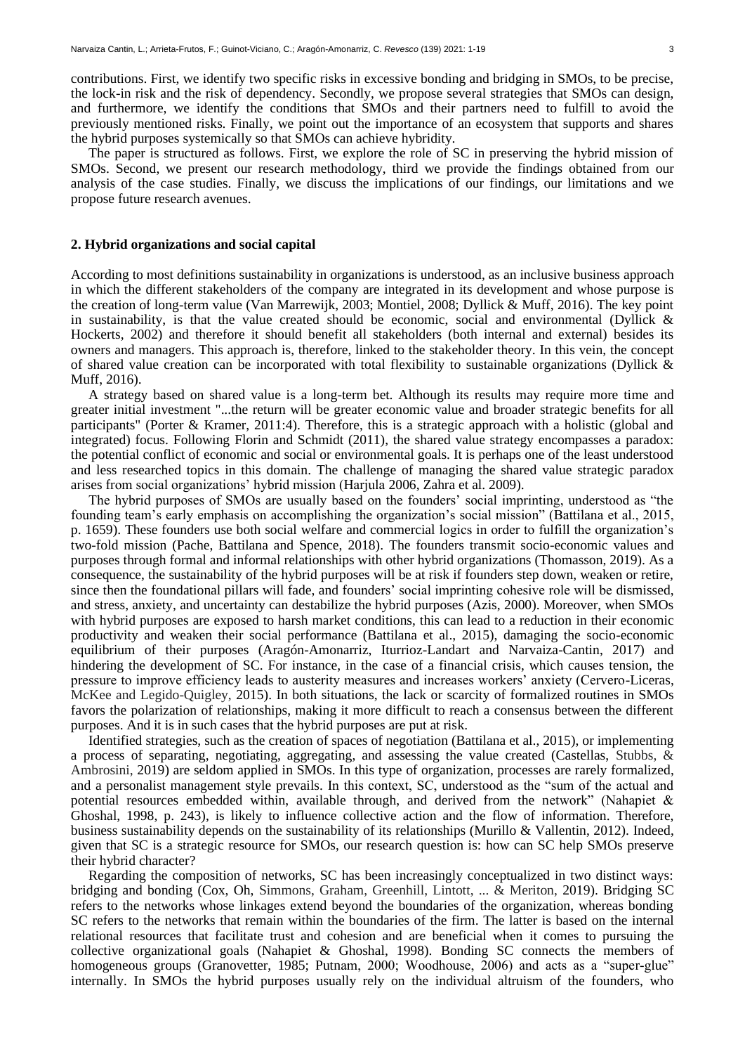contributions. First, we identify two specific risks in excessive bonding and bridging in SMOs, to be precise, the lock-in risk and the risk of dependency. Secondly, we propose several strategies that SMOs can design, and furthermore, we identify the conditions that SMOs and their partners need to fulfill to avoid the previously mentioned risks. Finally, we point out the importance of an ecosystem that supports and shares the hybrid purposes systemically so that SMOs can achieve hybridity.

The paper is structured as follows. First, we explore the role of SC in preserving the hybrid mission of SMOs. Second, we present our research methodology, third we provide the findings obtained from our analysis of the case studies. Finally, we discuss the implications of our findings, our limitations and we propose future research avenues.

## 2. Hybrid organizations and social capital

According to most definitions sustainability in organizations is understood, as an inclusive business approach in which the different stakeholders of the company are integrated in its development and whose purpose is the creation of long-term value (Van Marrewijk, 2003; Montiel, 2008; Dyllick & Muff, 2016). The key point in sustainability, is that the value created should be economic, social and environmental (Dyllick & Hockerts, 2002) and therefore it should benefit all stakeholders (both internal and external) besides its owners and managers. This approach is, therefore, linked to the stakeholder theory. In this vein, the concept of shared value creation can be incorporated with total flexibility to sustainable organizations (Dyllick & Muff, 2016).

A strategy based on shared value is a long-term bet. Although its results may require more time and greater initial investment "...the return will be greater economic value and broader strategic benefits for all participants" (Porter & Kramer, 2011:4). Therefore, this is a strategic approach with a holistic (global and integrated) focus. Following Florin and Schmidt (2011), the shared value strategy encompasses a paradox: the potential conflict of economic and social or environmental goals. It is perhaps one of the least understood and less researched topics in this domain. The challenge of managing the shared value strategic paradox arises from social organizations' hybrid mission (Harjula 2006, Zahra et al. 2009).

The hybrid purposes of SMOs are usually based on the founders' social imprinting, understood as "the founding team's early emphasis on accomplishing the organization's social mission" (Battilana et al., 2015, p. 1659). These founders use both social welfare and commercial logics in order to fulfill the organization's two-fold mission (Pache, Battilana and Spence, 2018). The founders transmit socio-economic values and purposes through formal and informal relationships with other hybrid organizations (Thomasson, 2019). As a consequence, the sustainability of the hybrid purposes will be at risk if founders step down, weaken or retire, since then the foundational pillars will fade, and founders' social imprinting cohesive role will be dismissed, and stress, anxiety, and uncertainty can destabilize the hybrid purposes (Azis, 2000). Moreover, when SMOs with hybrid purposes are exposed to harsh market conditions, this can lead to a reduction in their economic productivity and weaken their social performance (Battilana et al., 2015), damaging the socio-economic equilibrium of their purposes (Aragón-Amonarriz, Iturrioz-Landart and Narvaiza-Cantin, 2017) and hindering the development of SC. For instance, in the case of a financial crisis, which causes tension, the pressure to improve efficiency leads to austerity measures and increases workers' anxiety (Cervero-Liceras, McKee and Legido-Quigley, 2015). In both situations, the lack or scarcity of formalized routines in SMOs favors the polarization of relationships, making it more difficult to reach a consensus between the different purposes. And it is in such cases that the hybrid purposes are put at risk.

Identified strategies, such as the creation of spaces of negotiation (Battilana et al., 2015), or implementing a process of separating, negotiating, aggregating, and assessing the value created (Castellas, Stubbs, & Ambrosini, 2019) are seldom applied in SMOs. In this type of organization, processes are rarely formalized, and a personalist management style prevails. In this context, SC, understood as the "sum of the actual and potential resources embedded within, available through, and derived from the network" (Nahapiet & Ghoshal, 1998, p. 243), is likely to influence collective action and the flow of information. Therefore, business sustainability depends on the sustainability of its relationships (Murillo & Vallentin, 2012). Indeed, given that SC is a strategic resource for SMOs, our research question is: how can SC help SMOs preserve their hybrid character?

Regarding the composition of networks, SC has been increasingly conceptualized in two distinct ways: bridging and bonding (Cox, Oh, Simmons, Graham, Greenhill, Lintott, ... & Meriton, 2019). Bridging SC refers to the networks whose linkages extend beyond the boundaries of the organization, whereas bonding SC refers to the networks that remain within the boundaries of the firm. The latter is based on the internal relational resources that facilitate trust and cohesion and are beneficial when it comes to pursuing the collective organizational goals (Nahapiet & Ghoshal, 1998). Bonding SC connects the members of homogeneous groups (Granovetter, 1985; Putnam, 2000; Woodhouse, 2006) and acts as a "super-glue" internally. In SMOs the hybrid purposes usually rely on the individual altruism of the founders, who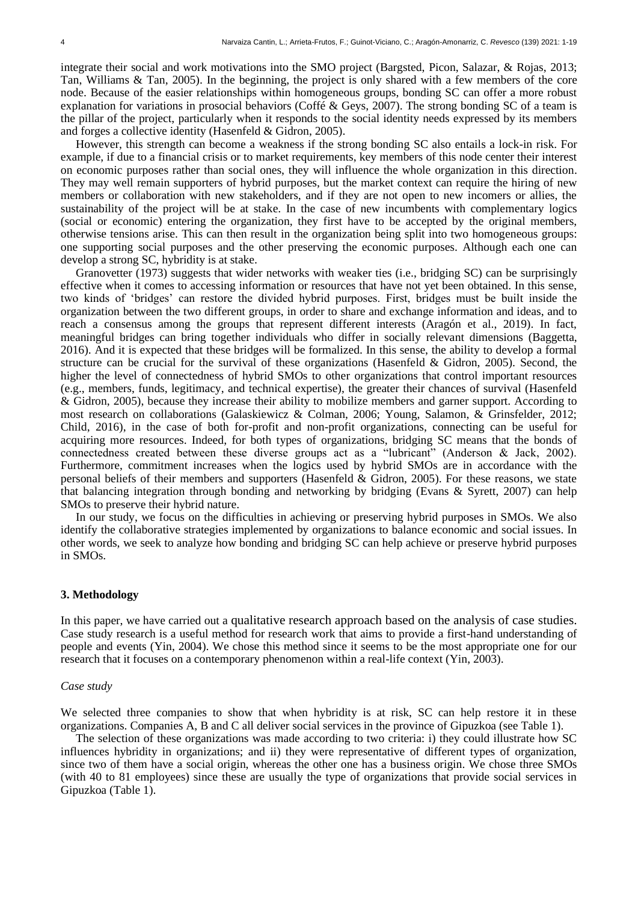integrate their social and work motivations into the SMO project (Bargsted, Picon, Salazar, & Rojas, 2013; Tan, Williams & Tan, 2005). In the beginning, the project is only shared with a few members of the core node. Because of the easier relationships within homogeneous groups, bonding SC can offer a more robust explanation for variations in prosocial behaviors (Coffé & Geys, 2007). The strong bonding SC of a team is the pillar of the project, particularly when it responds to the social identity needs expressed by its members and forges a collective identity (Hasenfeld & Gidron, 2005).

However, this strength can become a weakness if the strong bonding SC also entails a lock-in risk. For example, if due to a financial crisis or to market requirements, key members of this node center their interest on economic purposes rather than social ones, they will influence the whole organization in this direction. They may well remain supporters of hybrid purposes, but the market context can require the hiring of new members or collaboration with new stakeholders, and if they are not open to new incomers or allies, the sustainability of the project will be at stake. In the case of new incumbents with complementary logics (social or economic) entering the organization, they first have to be accepted by the original members, otherwise tensions arise. This can then result in the organization being split into two homogeneous groups: one supporting social purposes and the other preserving the economic purposes. Although each one can develop a strong SC, hybridity is at stake.

Granovetter (1973) suggests that wider networks with weaker ties (i.e., bridging SC) can be surprisingly effective when it comes to accessing information or resources that have not yet been obtained. In this sense, two kinds of 'bridges' can restore the divided hybrid purposes. First, bridges must be built inside the organization between the two different groups, in order to share and exchange information and ideas, and to reach a consensus among the groups that represent different interests (Aragón et al., 2019). In fact, meaningful bridges can bring together individuals who differ in socially relevant dimensions (Baggetta, 2016). And it is expected that these bridges will be formalized. In this sense, the ability to develop a formal structure can be crucial for the survival of these organizations (Hasenfeld & Gidron, 2005). Second, the higher the level of connectedness of hybrid SMOs to other organizations that control important resources (e.g., members, funds, legitimacy, and technical expertise), the greater their chances of survival (Hasenfeld & Gidron, 2005), because they increase their ability to mobilize members and garner support. According to most research on collaborations (Galaskiewicz & Colman, 2006; Young, Salamon, & Grinsfelder, 2012; Child, 2016), in the case of both for-profit and non-profit organizations, connecting can be useful for acquiring more resources. Indeed, for both types of organizations, bridging SC means that the bonds of connectedness created between these diverse groups act as a "lubricant" (Anderson & Jack, 2002). Furthermore, commitment increases when the logics used by hybrid SMOs are in accordance with the personal beliefs of their members and supporters (Hasenfeld & Gidron, 2005). For these reasons, we state that balancing integration through bonding and networking by bridging (Evans & Syrett, 2007) can help SMOs to preserve their hybrid nature.

In our study, we focus on the difficulties in achieving or preserving hybrid purposes in SMOs. We also identify the collaborative strategies implemented by organizations to balance economic and social issues. In other words, we seek to analyze how bonding and bridging SC can help achieve or preserve hybrid purposes in SMOs.

## 3. Methodology

In this paper, we have carried out a qualitative research approach based on the analysis of case studies. Case study research is a useful method for research work that aims to provide a first-hand understanding of people and events (Yin, 2004). We chose this method since it seems to be the most appropriate one for our research that it focuses on a contemporary phenomenon within a real-life context (Yin, 2003).

### *Case study*

We selected three companies to show that when hybridity is at risk, SC can help restore it in these organizations. Companies A, B and C all deliver social services in the province of Gipuzkoa (see Table 1).

The selection of these organizations was made according to two criteria: i) they could illustrate how SC influences hybridity in organizations; and ii) they were representative of different types of organization, since two of them have a social origin, whereas the other one has a business origin. We chose three SMOs (with 40 to 81 employees) since these are usually the type of organizations that provide social services in Gipuzkoa (Table 1).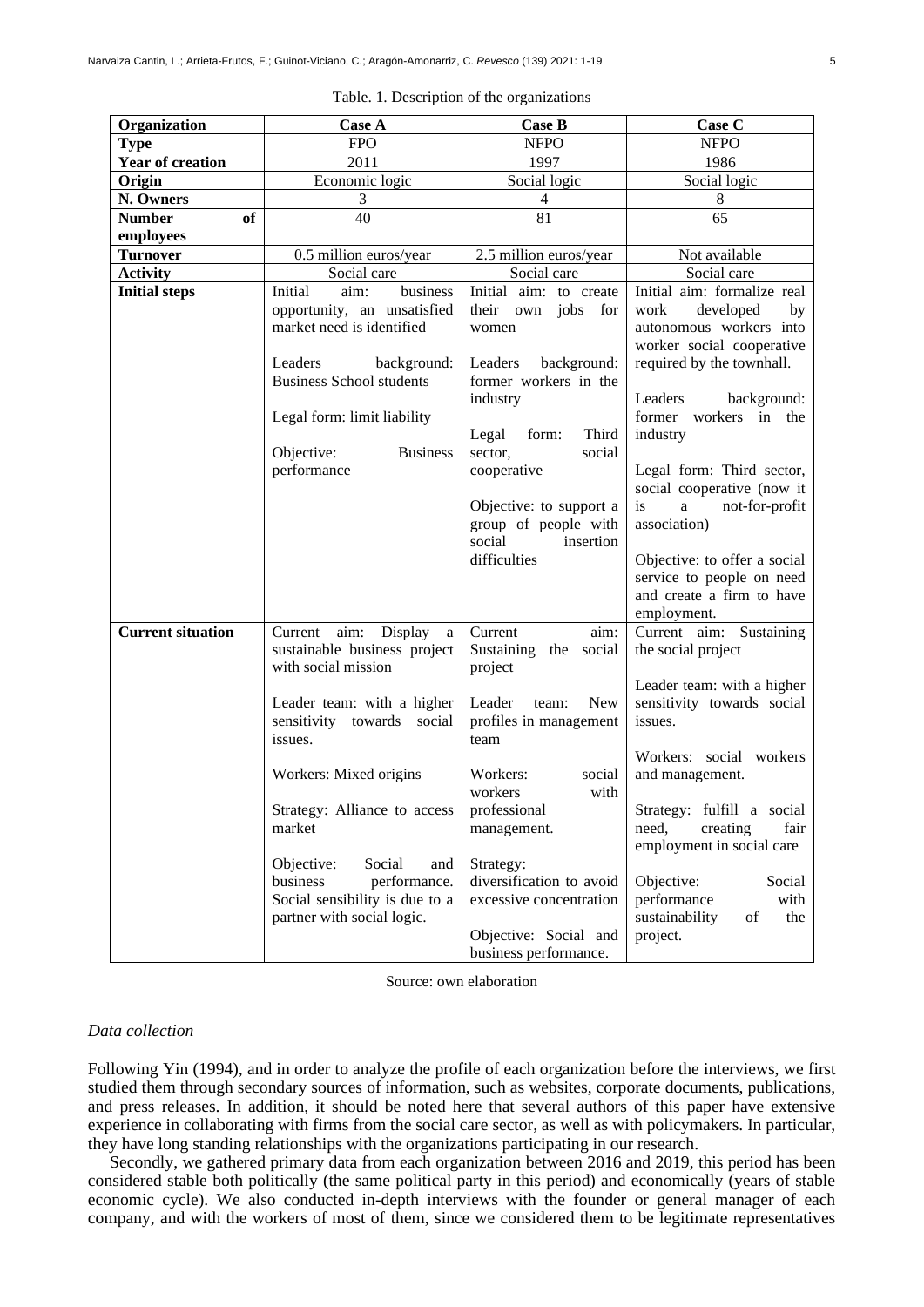Table. 1. Description of the organizations

| Organization | Case A | Case B | Case C |
|---|---|---|---|
| **Type** | FPO | NFPO | NFPO |
| **Year of creation** | 2011 | 1997 | 1986 |
| **Origin** | Economic logic | Social logic | Social logic |
| **N. Owners** | 3 | 4 | 8 |
| **Number of employees** | 40 | 81 | 65 |
| **Turnover** | 0.5 million euros/year | 2.5 million euros/year | Not available |
| **Activity** | Social care | Social care | Social care |
| **Initial steps** | Initial aim: business opportunity, an unsatisfied market need is identified<br><br>Leaders background: Business School students<br><br>Legal form: limit liability<br><br>Objective: Business performance | Initial aim: to create their own jobs for women<br><br>Leaders background: former workers in the industry<br><br>Legal form: Third sector, social cooperative<br><br>Objective: to support a group of people with social insertion difficulties | Initial aim: formalize real work developed by autonomous workers into worker social cooperative required by the townhall.<br><br>Leaders background: former workers in the industry<br><br>Legal form: Third sector, social cooperative (now it is a not-for-profit association)<br><br>Objective: to offer a social service to people on need and create a firm to have employment. |
| **Current situation** | Current aim: Display a sustainable business project with social mission<br><br>Leader team: with a higher sensitivity towards social issues.<br><br>Workers: Mixed origins<br><br>Strategy: Alliance to access market<br><br>Objective: Social and business performance. Social sensibility is due to a partner with social logic. | Current aim: Sustaining the social project<br><br>Leader team: New profiles in management team<br><br>Workers: social workers with professional management.<br><br>Strategy: diversification to avoid excessive concentration<br><br>Objective: Social and business performance. | Current aim: Sustaining the social project<br><br>Leader team: with a higher sensitivity towards social issues.<br><br>Workers: social workers and management.<br><br>Strategy: fulfill a social need, creating fair employment in social care<br><br>Objective: Social performance with sustainability of the project. |

Source: own elaboration

*Data collection*

Following Yin (1994), and in order to analyze the profile of each organization before the interviews, we first studied them through secondary sources of information, such as websites, corporate documents, publications, and press releases. In addition, it should be noted here that several authors of this paper have extensive experience in collaborating with firms from the social care sector, as well as with policymakers. In particular, they have long standing relationships with the organizations participating in our research.

Secondly, we gathered primary data from each organization between 2016 and 2019, this period has been considered stable both politically (the same political party in this period) and economically (years of stable economic cycle). We also conducted in-depth interviews with the founder or general manager of each company, and with the workers of most of them, since we considered them to be legitimate representatives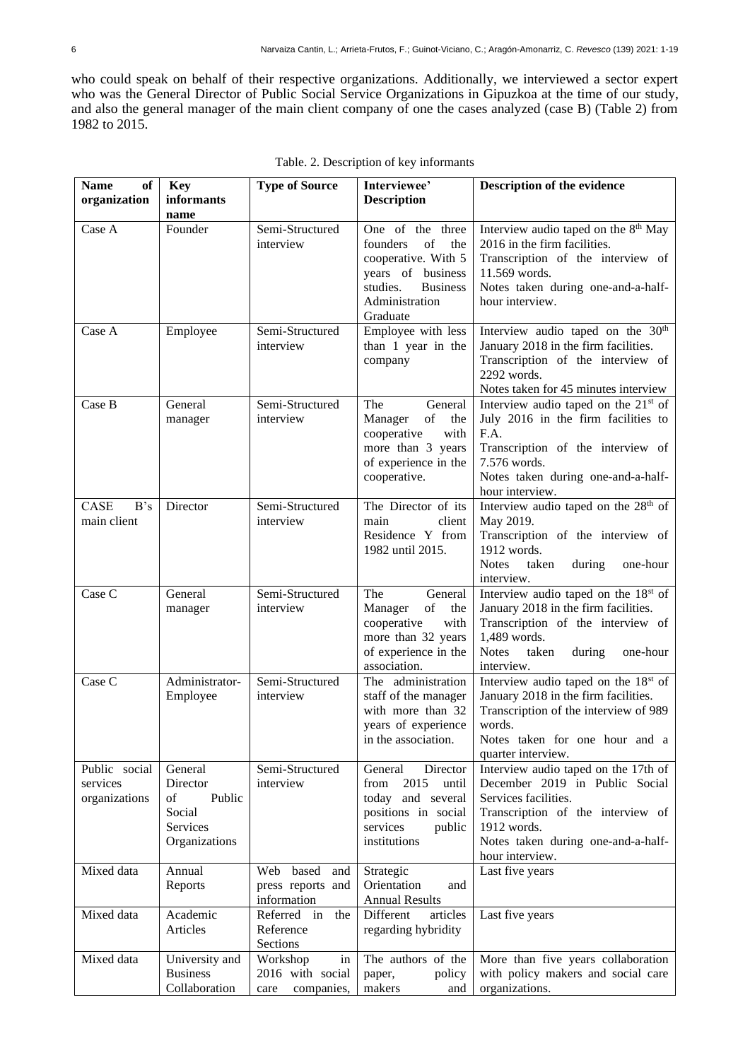who could speak on behalf of their respective organizations. Additionally, we interviewed a sector expert who was the General Director of Public Social Service Organizations in Gipuzkoa at the time of our study, and also the general manager of the main client company of one the cases analyzed (case B) (Table 2) from 1982 to 2015.

Table. 2. Description of key informants

| Name of organization | Key informants name | Type of Source | Interviewee' Description | Description of the evidence |
|---|---|---|---|---|
| Case A | Founder | Semi-Structured interview | One of the three founders of the cooperative. With 5 years of business studies. Business Administration Graduate | Interview audio taped on the 8th May 2016 in the firm facilities. Transcription of the interview of 11.569 words. Notes taken during one-and-a-half-hour interview. |
| Case A | Employee | Semi-Structured interview | Employee with less than 1 year in the company | Interview audio taped on the 30th January 2018 in the firm facilities. Transcription of the interview of 2292 words. Notes taken for 45 minutes interview |
| Case B | General manager | Semi-Structured interview | The General Manager of the cooperative with more than 3 years of experience in the cooperative. | Interview audio taped on the 21st of July 2016 in the firm facilities to F.A. Transcription of the interview of 7.576 words. Notes taken during one-and-a-half-hour interview. |
| CASE B's main client | Director | Semi-Structured interview | The Director of its main client Residence Y from 1982 until 2015. | Interview audio taped on the 28th of May 2019. Transcription of the interview of 1912 words. Notes taken during one-hour interview. |
| Case C | General manager | Semi-Structured interview | The General Manager of the cooperative with more than 32 years of experience in the association. | Interview audio taped on the 18st of January 2018 in the firm facilities. Transcription of the interview of 1,489 words. Notes taken during one-hour interview. |
| Case C | Administrator-Employee | Semi-Structured interview | The administration staff of the manager with more than 32 years of experience in the association. | Interview audio taped on the 18st of January 2018 in the firm facilities. Transcription of the interview of 989 words. Notes taken for one hour and a quarter interview. |
| Public social services organizations | General Director of Public Social Services Organizations | Semi-Structured interview | General Director from 2015 until today and several positions in social services public institutions | Interview audio taped on the 17th of December 2019 in Public Social Services facilities. Transcription of the interview of 1912 words. Notes taken during one-and-a-half-hour interview. |
| Mixed data | Annual Reports | Web based and press reports and information | Strategic Orientation and Annual Results | Last five years |
| Mixed data | Academic Articles | Referred in the Reference Sections | Different articles regarding hybridity | Last five years |
| Mixed data | University and Business Collaboration | Workshop in 2016 with social care companies, | The authors of the paper, policy makers and | More than five years collaboration with policy makers and social care organizations. |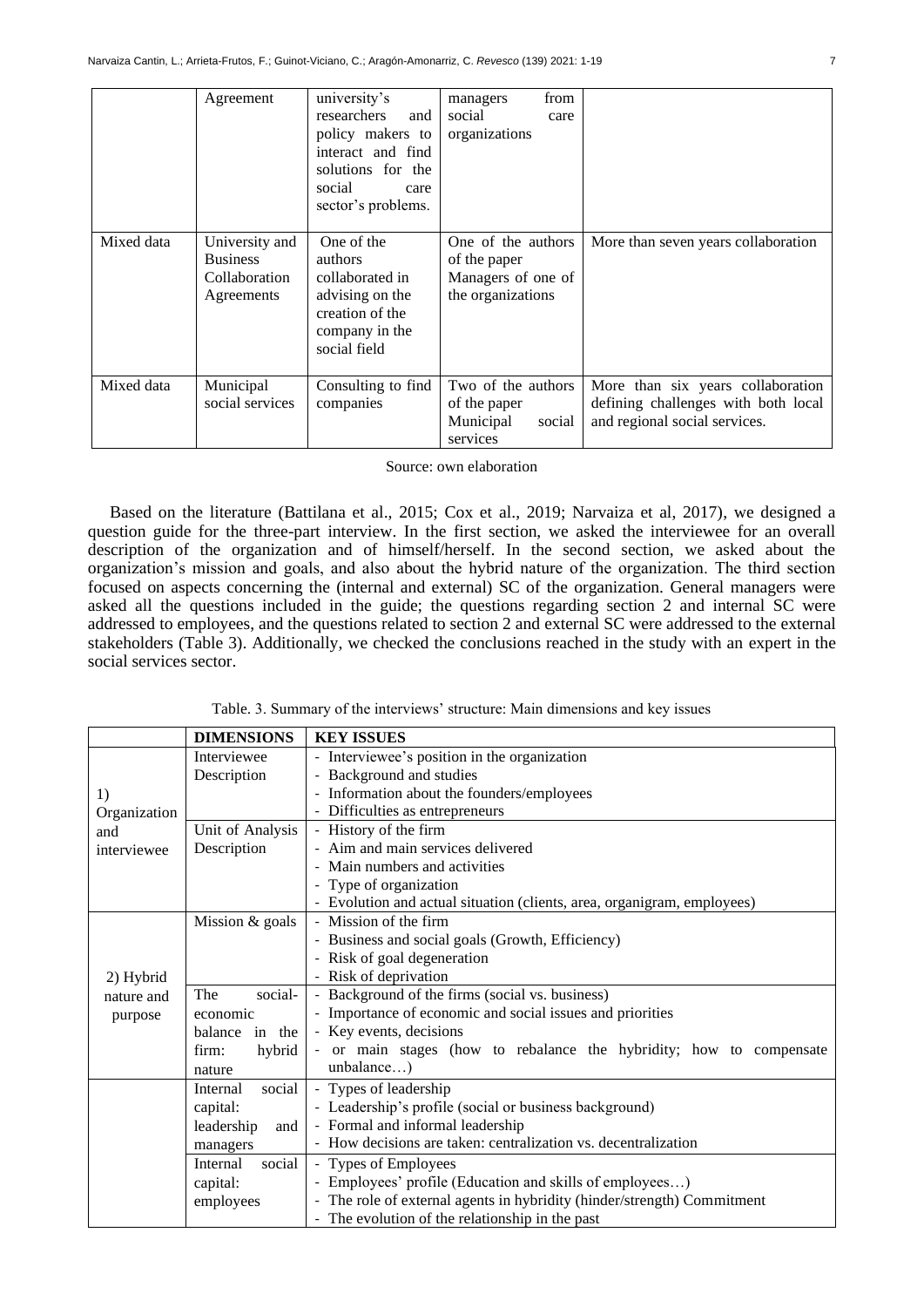|  | Agreement | university's researchers and policy makers to interact and find solutions for the social care sector's problems. | managers from social care organizations |  |
|---|---|---|---|---|
| Mixed data | University and Business Collaboration Agreements | One of the authors collaborated in advising on the creation of the company in the social field | One of the authors of the paper Managers of one of the organizations | More than seven years collaboration |
| Mixed data | Municipal social services | Consulting to find companies | Two of the authors of the paper Municipal social services | More than six years collaboration defining challenges with both local and regional social services. |

Source: own elaboration

Based on the literature (Battilana et al., 2015; Cox et al., 2019; Narvaiza et al, 2017), we designed a question guide for the three-part interview. In the first section, we asked the interviewee for an overall description of the organization and of himself/herself. In the second section, we asked about the organization's mission and goals, and also about the hybrid nature of the organization. The third section focused on aspects concerning the (internal and external) SC of the organization. General managers were asked all the questions included in the guide; the questions regarding section 2 and internal SC were addressed to employees, and the questions related to section 2 and external SC were addressed to the external stakeholders (Table 3). Additionally, we checked the conclusions reached in the study with an expert in the social services sector.

Table. 3. Summary of the interviews' structure: Main dimensions and key issues

|  | DIMENSIONS | KEY ISSUES |
|---|---|---|
| 1) Organization and interviewee | Interviewee Description | - Interviewee's position in the organization<br>- Background and studies<br>- Information about the founders/employees<br>- Difficulties as entrepreneurs |
|  | Unit of Analysis Description | - History of the firm<br>- Aim and main services delivered<br>- Main numbers and activities<br>- Type of organization<br>- Evolution and actual situation (clients, area, organigram, employees) |
| 2) Hybrid nature and purpose | Mission & goals | - Mission of the firm<br>- Business and social goals (Growth, Efficiency)<br>- Risk of goal degeneration<br>- Risk of deprivation |
|  | The social-economic balance in the firm: hybrid nature | - Background of the firms (social vs. business)<br>- Importance of economic and social issues and priorities<br>- Key events, decisions<br>- or main stages (how to rebalance the hybridity; how to compensate unbalance…) |
|  | Internal social capital: leadership and managers | - Types of leadership<br>- Leadership's profile (social or business background)<br>- Formal and informal leadership<br>- How decisions are taken: centralization vs. decentralization |
|  | Internal social capital: employees | - Types of Employees<br>- Employees' profile (Education and skills of employees…)<br>- The role of external agents in hybridity (hinder/strength) Commitment<br>- The evolution of the relationship in the past |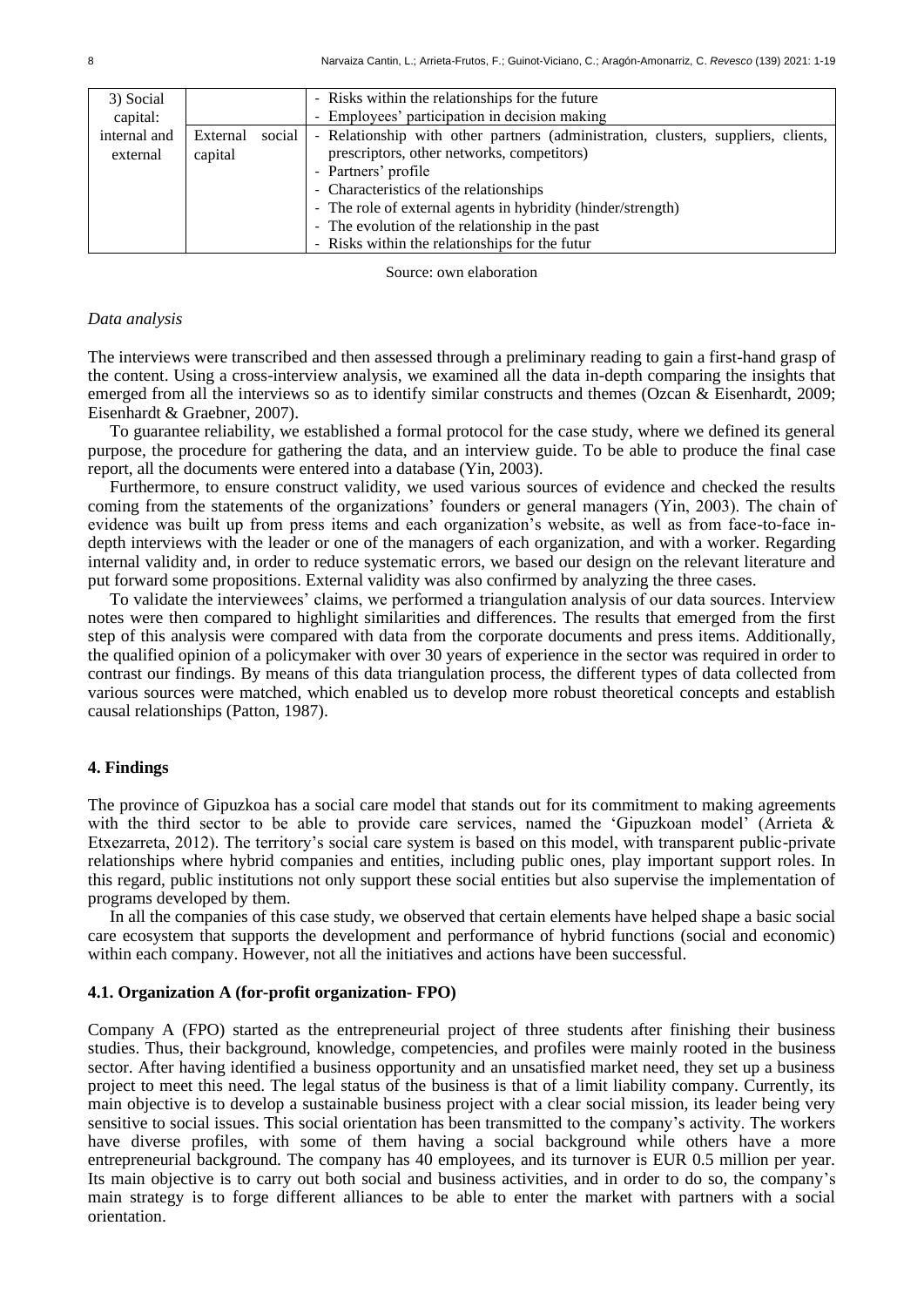| 3) Social capital: internal and external | | - Risks within the relationships for the future<br>- Employees' participation in decision making |
|---|---|---|
| | External social capital | - Relationship with other partners (administration, clusters, suppliers, clients, prescriptors, other networks, competitors)<br>- Partners' profile<br>- Characteristics of the relationships<br>- The role of external agents in hybridity (hinder/strength)<br>- The evolution of the relationship in the past<br>- Risks within the relationships for the futur |

Source: own elaboration

*Data analysis*

The interviews were transcribed and then assessed through a preliminary reading to gain a first-hand grasp of the content. Using a cross-interview analysis, we examined all the data in-depth comparing the insights that emerged from all the interviews so as to identify similar constructs and themes (Ozcan & Eisenhardt, 2009; Eisenhardt & Graebner, 2007).

To guarantee reliability, we established a formal protocol for the case study, where we defined its general purpose, the procedure for gathering the data, and an interview guide. To be able to produce the final case report, all the documents were entered into a database (Yin, 2003).

Furthermore, to ensure construct validity, we used various sources of evidence and checked the results coming from the statements of the organizations' founders or general managers (Yin, 2003). The chain of evidence was built up from press items and each organization's website, as well as from face-to-face in-depth interviews with the leader or one of the managers of each organization, and with a worker. Regarding internal validity and, in order to reduce systematic errors, we based our design on the relevant literature and put forward some propositions. External validity was also confirmed by analyzing the three cases.

To validate the interviewees' claims, we performed a triangulation analysis of our data sources. Interview notes were then compared to highlight similarities and differences. The results that emerged from the first step of this analysis were compared with data from the corporate documents and press items. Additionally, the qualified opinion of a policymaker with over 30 years of experience in the sector was required in order to contrast our findings. By means of this data triangulation process, the different types of data collected from various sources were matched, which enabled us to develop more robust theoretical concepts and establish causal relationships (Patton, 1987).

## 4. Findings

The province of Gipuzkoa has a social care model that stands out for its commitment to making agreements with the third sector to be able to provide care services, named the 'Gipuzkoan model' (Arrieta & Etxezarreta, 2012). The territory's social care system is based on this model, with transparent public-private relationships where hybrid companies and entities, including public ones, play important support roles. In this regard, public institutions not only support these social entities but also supervise the implementation of programs developed by them.

In all the companies of this case study, we observed that certain elements have helped shape a basic social care ecosystem that supports the development and performance of hybrid functions (social and economic) within each company. However, not all the initiatives and actions have been successful.

### 4.1. Organization A (for-profit organization- FPO)

Company A (FPO) started as the entrepreneurial project of three students after finishing their business studies. Thus, their background, knowledge, competencies, and profiles were mainly rooted in the business sector. After having identified a business opportunity and an unsatisfied market need, they set up a business project to meet this need. The legal status of the business is that of a limit liability company. Currently, its main objective is to develop a sustainable business project with a clear social mission, its leader being very sensitive to social issues. This social orientation has been transmitted to the company's activity. The workers have diverse profiles, with some of them having a social background while others have a more entrepreneurial background. The company has 40 employees, and its turnover is EUR 0.5 million per year. Its main objective is to carry out both social and business activities, and in order to do so, the company's main strategy is to forge different alliances to be able to enter the market with partners with a social orientation.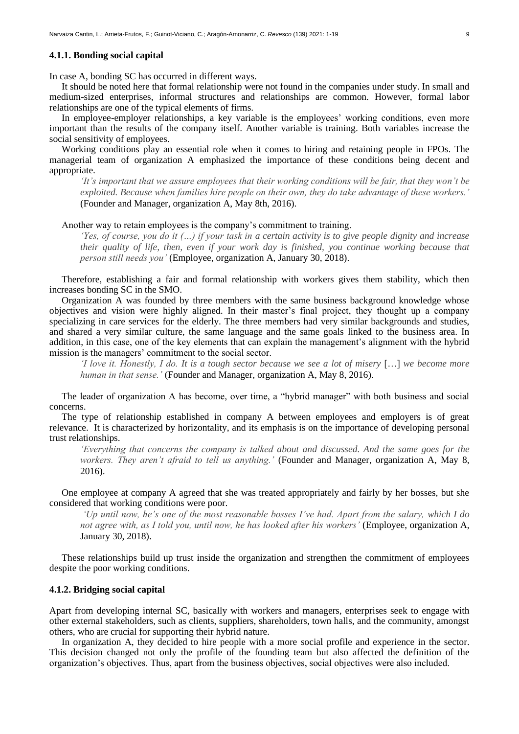#### 4.1.1. Bonding social capital

In case A, bonding SC has occurred in different ways.

It should be noted here that formal relationship were not found in the companies under study. In small and medium-sized enterprises, informal structures and relationships are common. However, formal labor relationships are one of the typical elements of firms.

In employee-employer relationships, a key variable is the employees' working conditions, even more important than the results of the company itself. Another variable is training. Both variables increase the social sensitivity of employees.

Working conditions play an essential role when it comes to hiring and retaining people in FPOs. The managerial team of organization A emphasized the importance of these conditions being decent and appropriate.

> *'It's important that we assure employees that their working conditions will be fair, that they won't be exploited. Because when families hire people on their own, they do take advantage of these workers.'* (Founder and Manager, organization A, May 8th, 2016).

Another way to retain employees is the company's commitment to training.

> *'Yes, of course, you do it (…) if your task in a certain activity is to give people dignity and increase their quality of life, then, even if your work day is finished, you continue working because that person still needs you'* (Employee, organization A, January 30, 2018).

Therefore, establishing a fair and formal relationship with workers gives them stability, which then increases bonding SC in the SMO.

Organization A was founded by three members with the same business background knowledge whose objectives and vision were highly aligned. In their master's final project, they thought up a company specializing in care services for the elderly. The three members had very similar backgrounds and studies, and shared a very similar culture, the same language and the same goals linked to the business area. In addition, in this case, one of the key elements that can explain the management's alignment with the hybrid mission is the managers' commitment to the social sector.

> *'I love it. Honestly, I do. It is a tough sector because we see a lot of misery* […] *we become more human in that sense.'* (Founder and Manager, organization A, May 8, 2016).

The leader of organization A has become, over time, a "hybrid manager" with both business and social concerns.

The type of relationship established in company A between employees and employers is of great relevance. It is characterized by horizontality, and its emphasis is on the importance of developing personal trust relationships.

> *'Everything that concerns the company is talked about and discussed. And the same goes for the workers. They aren't afraid to tell us anything.'* (Founder and Manager, organization A, May 8, 2016).

One employee at company A agreed that she was treated appropriately and fairly by her bosses, but she considered that working conditions were poor.

> *'Up until now, he's one of the most reasonable bosses I've had. Apart from the salary, which I do not agree with, as I told you, until now, he has looked after his workers'* (Employee, organization A, January 30, 2018).

These relationships build up trust inside the organization and strengthen the commitment of employees despite the poor working conditions.

#### 4.1.2. Bridging social capital

Apart from developing internal SC, basically with workers and managers, enterprises seek to engage with other external stakeholders, such as clients, suppliers, shareholders, town halls, and the community, amongst others, who are crucial for supporting their hybrid nature.

In organization A, they decided to hire people with a more social profile and experience in the sector. This decision changed not only the profile of the founding team but also affected the definition of the organization's objectives. Thus, apart from the business objectives, social objectives were also included.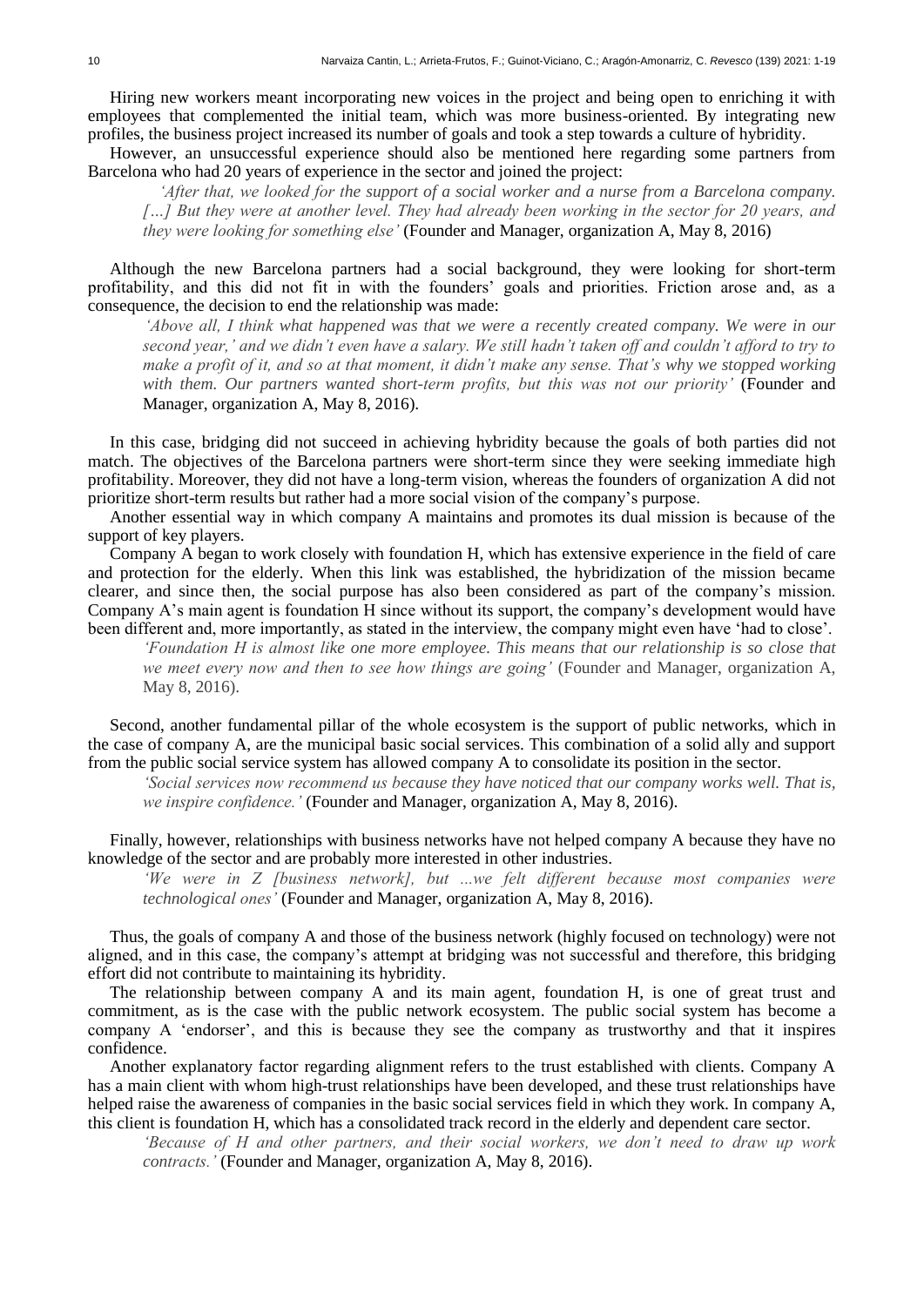Hiring new workers meant incorporating new voices in the project and being open to enriching it with employees that complemented the initial team, which was more business-oriented. By integrating new profiles, the business project increased its number of goals and took a step towards a culture of hybridity.

However, an unsuccessful experience should also be mentioned here regarding some partners from Barcelona who had 20 years of experience in the sector and joined the project:

> *'After that, we looked for the support of a social worker and a nurse from a Barcelona company. […] But they were at another level. They had already been working in the sector for 20 years, and they were looking for something else'* (Founder and Manager, organization A, May 8, 2016)

Although the new Barcelona partners had a social background, they were looking for short-term profitability, and this did not fit in with the founders' goals and priorities. Friction arose and, as a consequence, the decision to end the relationship was made:

> *'Above all, I think what happened was that we were a recently created company. We were in our second year,' and we didn't even have a salary. We still hadn't taken off and couldn't afford to try to make a profit of it, and so at that moment, it didn't make any sense. That's why we stopped working with them. Our partners wanted short-term profits, but this was not our priority'* (Founder and Manager, organization A, May 8, 2016).

In this case, bridging did not succeed in achieving hybridity because the goals of both parties did not match. The objectives of the Barcelona partners were short-term since they were seeking immediate high profitability. Moreover, they did not have a long-term vision, whereas the founders of organization A did not prioritize short-term results but rather had a more social vision of the company's purpose.

Another essential way in which company A maintains and promotes its dual mission is because of the support of key players.

Company A began to work closely with foundation H, which has extensive experience in the field of care and protection for the elderly. When this link was established, the hybridization of the mission became clearer, and since then, the social purpose has also been considered as part of the company's mission. Company A's main agent is foundation H since without its support, the company's development would have been different and, more importantly, as stated in the interview, the company might even have 'had to close'.

> *'Foundation H is almost like one more employee. This means that our relationship is so close that we meet every now and then to see how things are going'* (Founder and Manager, organization A, May 8, 2016).

Second, another fundamental pillar of the whole ecosystem is the support of public networks, which in the case of company A, are the municipal basic social services. This combination of a solid ally and support from the public social service system has allowed company A to consolidate its position in the sector.

> *'Social services now recommend us because they have noticed that our company works well. That is, we inspire confidence.'* (Founder and Manager, organization A, May 8, 2016).

Finally, however, relationships with business networks have not helped company A because they have no knowledge of the sector and are probably more interested in other industries.

> *'We were in Z [business network], but ...we felt different because most companies were technological ones'* (Founder and Manager, organization A, May 8, 2016).

Thus, the goals of company A and those of the business network (highly focused on technology) were not aligned, and in this case, the company's attempt at bridging was not successful and therefore, this bridging effort did not contribute to maintaining its hybridity.

The relationship between company A and its main agent, foundation H, is one of great trust and commitment, as is the case with the public network ecosystem. The public social system has become a company A 'endorser', and this is because they see the company as trustworthy and that it inspires confidence.

Another explanatory factor regarding alignment refers to the trust established with clients. Company A has a main client with whom high-trust relationships have been developed, and these trust relationships have helped raise the awareness of companies in the basic social services field in which they work. In company A, this client is foundation H, which has a consolidated track record in the elderly and dependent care sector.

> *'Because of H and other partners, and their social workers, we don't need to draw up work contracts.'* (Founder and Manager, organization A, May 8, 2016).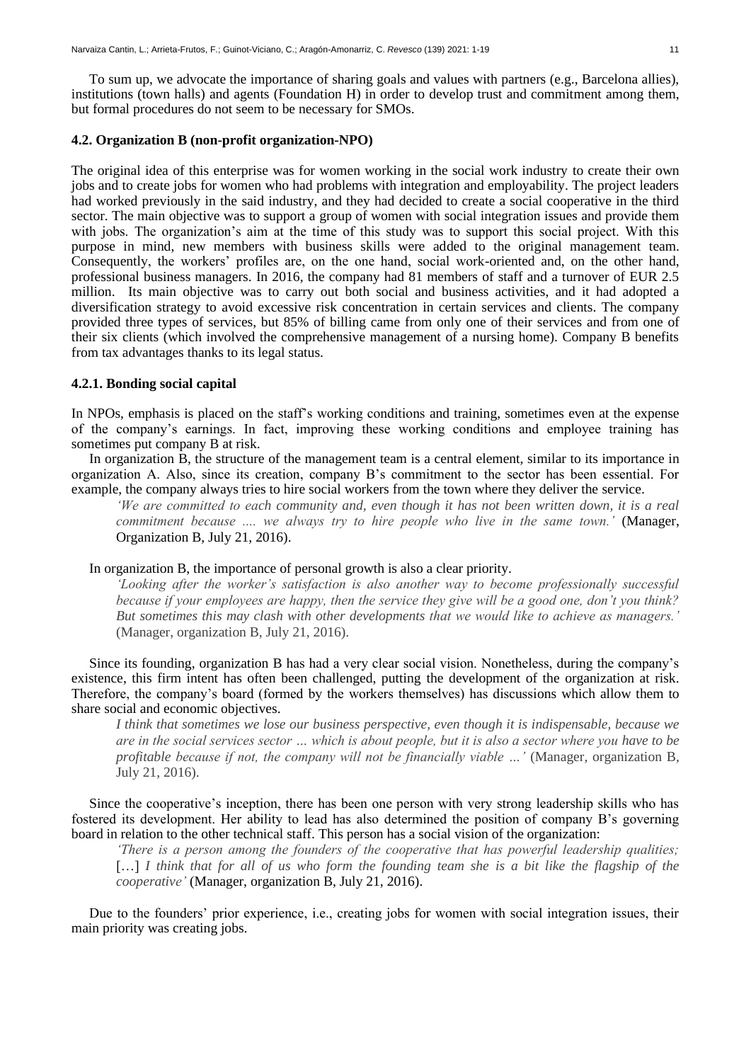To sum up, we advocate the importance of sharing goals and values with partners (e.g., Barcelona allies), institutions (town halls) and agents (Foundation H) in order to develop trust and commitment among them, but formal procedures do not seem to be necessary for SMOs.

### 4.2. Organization B (non-profit organization-NPO)

The original idea of this enterprise was for women working in the social work industry to create their own jobs and to create jobs for women who had problems with integration and employability. The project leaders had worked previously in the said industry, and they had decided to create a social cooperative in the third sector. The main objective was to support a group of women with social integration issues and provide them with jobs. The organization's aim at the time of this study was to support this social project. With this purpose in mind, new members with business skills were added to the original management team. Consequently, the workers' profiles are, on the one hand, social work-oriented and, on the other hand, professional business managers. In 2016, the company had 81 members of staff and a turnover of EUR 2.5 million. Its main objective was to carry out both social and business activities, and it had adopted a diversification strategy to avoid excessive risk concentration in certain services and clients. The company provided three types of services, but 85% of billing came from only one of their services and from one of their six clients (which involved the comprehensive management of a nursing home). Company B benefits from tax advantages thanks to its legal status.

#### 4.2.1. Bonding social capital

In NPOs, emphasis is placed on the staff's working conditions and training, sometimes even at the expense of the company's earnings. In fact, improving these working conditions and employee training has sometimes put company B at risk.

In organization B, the structure of the management team is a central element, similar to its importance in organization A. Also, since its creation, company B's commitment to the sector has been essential. For example, the company always tries to hire social workers from the town where they deliver the service.

> *'We are committed to each community and, even though it has not been written down, it is a real commitment because .... we always try to hire people who live in the same town.'* (Manager, Organization B, July 21, 2016).

In organization B, the importance of personal growth is also a clear priority.

> *'Looking after the worker's satisfaction is also another way to become professionally successful because if your employees are happy, then the service they give will be a good one, don't you think? But sometimes this may clash with other developments that we would like to achieve as managers.'* (Manager, organization B, July 21, 2016).

Since its founding, organization B has had a very clear social vision. Nonetheless, during the company's existence, this firm intent has often been challenged, putting the development of the organization at risk. Therefore, the company's board (formed by the workers themselves) has discussions which allow them to share social and economic objectives.

> *I think that sometimes we lose our business perspective, even though it is indispensable, because we are in the social services sector … which is about people, but it is also a sector where you have to be profitable because if not, the company will not be financially viable …'* (Manager, organization B, July 21, 2016).

Since the cooperative's inception, there has been one person with very strong leadership skills who has fostered its development. Her ability to lead has also determined the position of company B's governing board in relation to the other technical staff. This person has a social vision of the organization:

> *'There is a person among the founders of the cooperative that has powerful leadership qualities;* […] *I think that for all of us who form the founding team she is a bit like the flagship of the cooperative'* (Manager, organization B, July 21, 2016).

Due to the founders' prior experience, i.e., creating jobs for women with social integration issues, their main priority was creating jobs.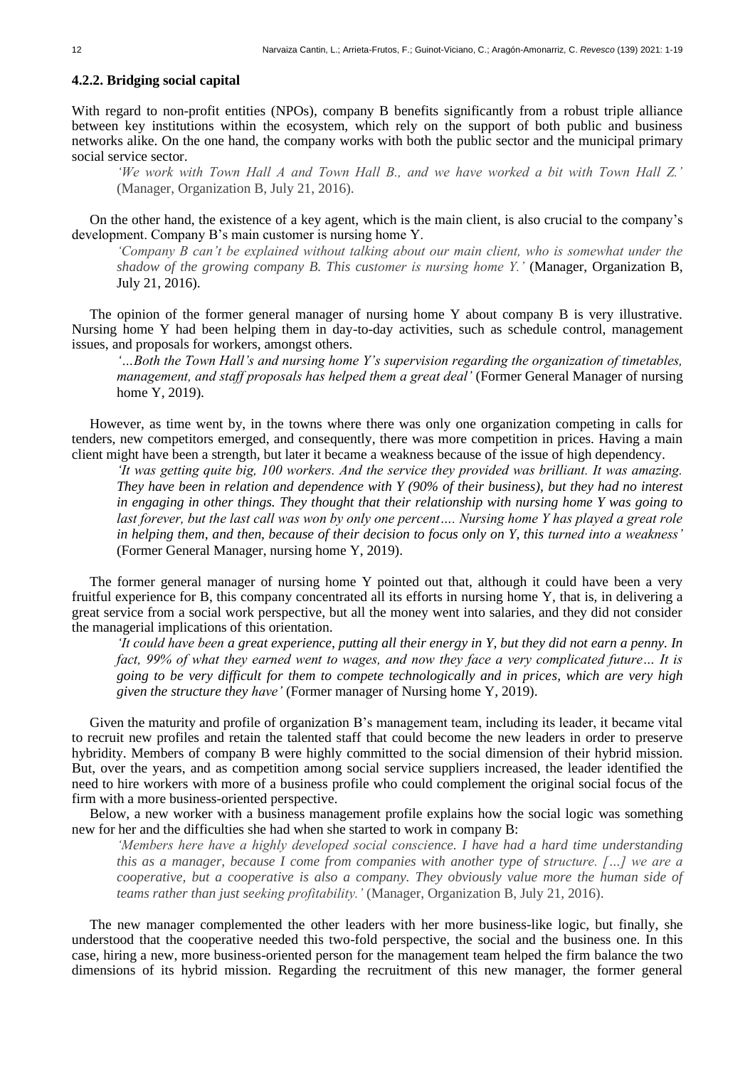#### 4.2.2. Bridging social capital

With regard to non-profit entities (NPOs), company B benefits significantly from a robust triple alliance between key institutions within the ecosystem, which rely on the support of both public and business networks alike. On the one hand, the company works with both the public sector and the municipal primary social service sector.

> *'We work with Town Hall A and Town Hall B., and we have worked a bit with Town Hall Z.'* (Manager, Organization B, July 21, 2016).

On the other hand, the existence of a key agent, which is the main client, is also crucial to the company's development. Company B's main customer is nursing home Y.

> *'Company B can't be explained without talking about our main client, who is somewhat under the shadow of the growing company B. This customer is nursing home Y.'* (Manager, Organization B, July 21, 2016).

The opinion of the former general manager of nursing home Y about company B is very illustrative. Nursing home Y had been helping them in day-to-day activities, such as schedule control, management issues, and proposals for workers, amongst others.

> *'…Both the Town Hall's and nursing home Y's supervision regarding the organization of timetables, management, and staff proposals has helped them a great deal'* (Former General Manager of nursing home Y, 2019).

However, as time went by, in the towns where there was only one organization competing in calls for tenders, new competitors emerged, and consequently, there was more competition in prices. Having a main client might have been a strength, but later it became a weakness because of the issue of high dependency.

> *'It was getting quite big, 100 workers. And the service they provided was brilliant. It was amazing. They have been in relation and dependence with Y (90% of their business), but they had no interest in engaging in other things. They thought that their relationship with nursing home Y was going to last forever, but the last call was won by only one percent…. Nursing home Y has played a great role in helping them, and then, because of their decision to focus only on Y, this turned into a weakness'* (Former General Manager, nursing home Y, 2019).

The former general manager of nursing home Y pointed out that, although it could have been a very fruitful experience for B, this company concentrated all its efforts in nursing home Y, that is, in delivering a great service from a social work perspective, but all the money went into salaries, and they did not consider the managerial implications of this orientation.

> *'It could have been a great experience, putting all their energy in Y, but they did not earn a penny. In fact, 99% of what they earned went to wages, and now they face a very complicated future… It is going to be very difficult for them to compete technologically and in prices, which are very high given the structure they have'* (Former manager of Nursing home Y, 2019).

Given the maturity and profile of organization B's management team, including its leader, it became vital to recruit new profiles and retain the talented staff that could become the new leaders in order to preserve hybridity. Members of company B were highly committed to the social dimension of their hybrid mission. But, over the years, and as competition among social service suppliers increased, the leader identified the need to hire workers with more of a business profile who could complement the original social focus of the firm with a more business-oriented perspective.

Below, a new worker with a business management profile explains how the social logic was something new for her and the difficulties she had when she started to work in company B:

> *'Members here have a highly developed social conscience. I have had a hard time understanding this as a manager, because I come from companies with another type of structure. […] we are a cooperative, but a cooperative is also a company. They obviously value more the human side of teams rather than just seeking profitability.'* (Manager, Organization B, July 21, 2016).

The new manager complemented the other leaders with her more business-like logic, but finally, she understood that the cooperative needed this two-fold perspective, the social and the business one. In this case, hiring a new, more business-oriented person for the management team helped the firm balance the two dimensions of its hybrid mission. Regarding the recruitment of this new manager, the former general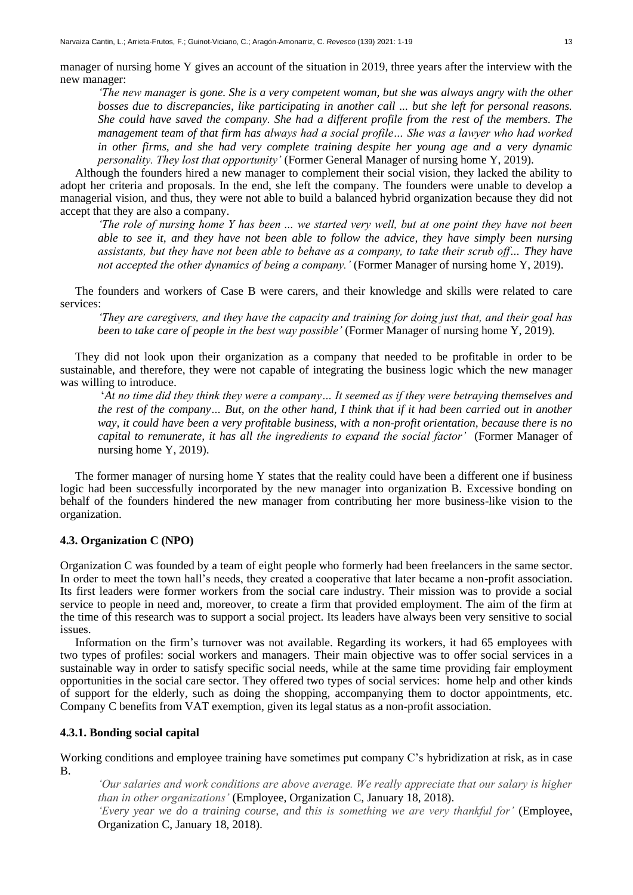manager of nursing home Y gives an account of the situation in 2019, three years after the interview with the new manager:

> *'The new manager is gone. She is a very competent woman, but she was always angry with the other bosses due to discrepancies, like participating in another call ... but she left for personal reasons. She could have saved the company. She had a different profile from the rest of the members. The management team of that firm has always had a social profile… She was a lawyer who had worked in other firms, and she had very complete training despite her young age and a very dynamic personality. They lost that opportunity'* (Former General Manager of nursing home Y, 2019).

Although the founders hired a new manager to complement their social vision, they lacked the ability to adopt her criteria and proposals. In the end, she left the company. The founders were unable to develop a managerial vision, and thus, they were not able to build a balanced hybrid organization because they did not accept that they are also a company.

> *'The role of nursing home Y has been ... we started very well, but at one point they have not been able to see it, and they have not been able to follow the advice, they have simply been nursing assistants, but they have not been able to behave as a company, to take their scrub off… They have not accepted the other dynamics of being a company.'* (Former Manager of nursing home Y, 2019).

The founders and workers of Case B were carers, and their knowledge and skills were related to care services:

> *'They are caregivers, and they have the capacity and training for doing just that, and their goal has been to take care of people in the best way possible'* (Former Manager of nursing home Y, 2019).

They did not look upon their organization as a company that needed to be profitable in order to be sustainable, and therefore, they were not capable of integrating the business logic which the new manager was willing to introduce.

> '*At no time did they think they were a company… It seemed as if they were betraying themselves and the rest of the company… But, on the other hand, I think that if it had been carried out in another way, it could have been a very profitable business, with a non-profit orientation, because there is no capital to remunerate, it has all the ingredients to expand the social factor'* (Former Manager of nursing home Y, 2019).

The former manager of nursing home Y states that the reality could have been a different one if business logic had been successfully incorporated by the new manager into organization B. Excessive bonding on behalf of the founders hindered the new manager from contributing her more business-like vision to the organization.

### 4.3. Organization C (NPO)

Organization C was founded by a team of eight people who formerly had been freelancers in the same sector. In order to meet the town hall's needs, they created a cooperative that later became a non-profit association. Its first leaders were former workers from the social care industry. Their mission was to provide a social service to people in need and, moreover, to create a firm that provided employment. The aim of the firm at the time of this research was to support a social project. Its leaders have always been very sensitive to social issues.

Information on the firm's turnover was not available. Regarding its workers, it had 65 employees with two types of profiles: social workers and managers. Their main objective was to offer social services in a sustainable way in order to satisfy specific social needs, while at the same time providing fair employment opportunities in the social care sector. They offered two types of social services: home help and other kinds of support for the elderly, such as doing the shopping, accompanying them to doctor appointments, etc. Company C benefits from VAT exemption, given its legal status as a non-profit association.

#### 4.3.1. Bonding social capital

Working conditions and employee training have sometimes put company C's hybridization at risk, as in case B.

> *'Our salaries and work conditions are above average. We really appreciate that our salary is higher than in other organizations'* (Employee, Organization C, January 18, 2018).
>
> *'Every year we do a training course, and this is something we are very thankful for'* (Employee, Organization C, January 18, 2018).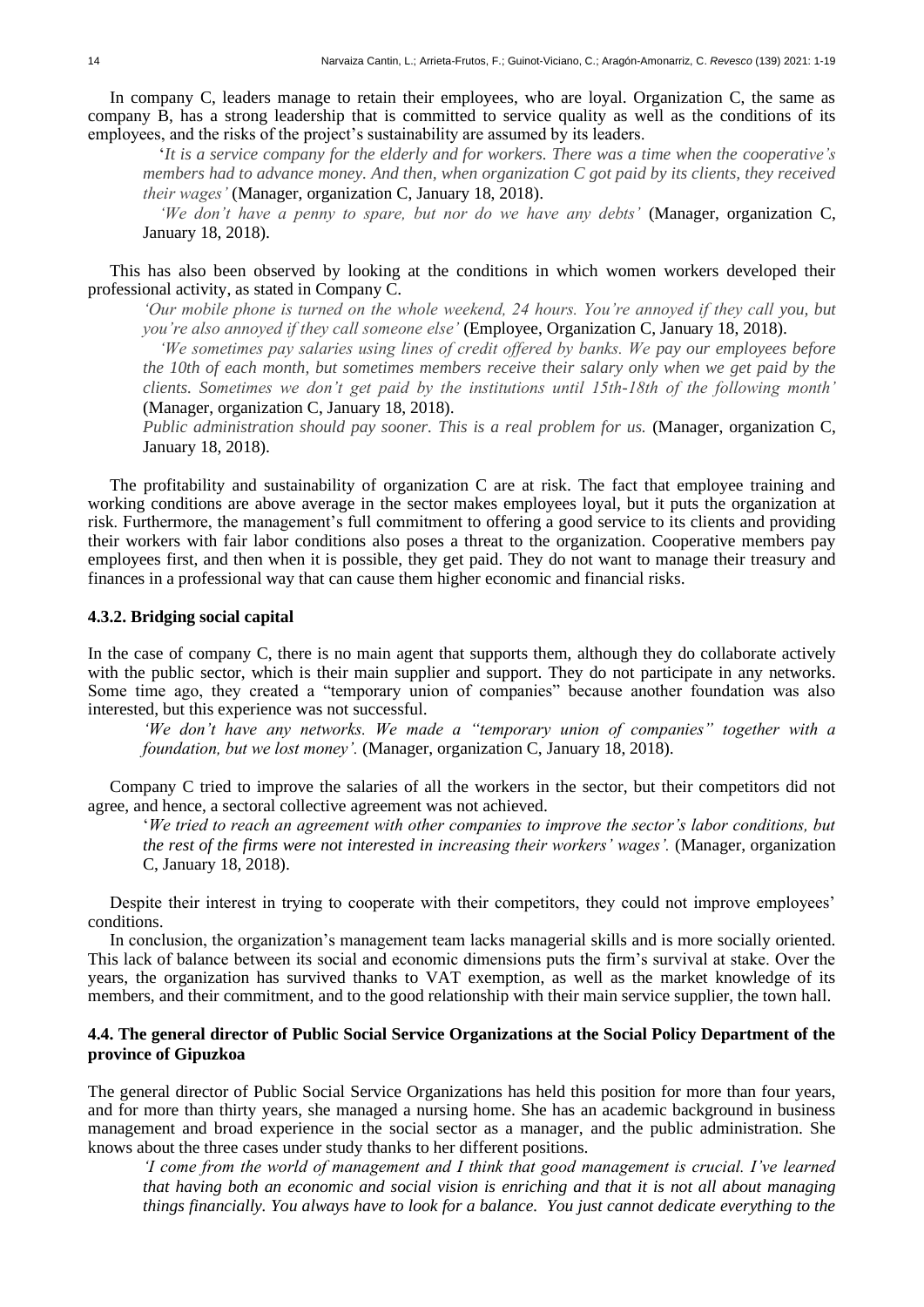In company C, leaders manage to retain their employees, who are loyal. Organization C, the same as company B, has a strong leadership that is committed to service quality as well as the conditions of its employees, and the risks of the project's sustainability are assumed by its leaders.

> '*It is a service company for the elderly and for workers. There was a time when the cooperative's members had to advance money. And then, when organization C got paid by its clients, they received their wages'* (Manager, organization C, January 18, 2018).
>
> *'We don't have a penny to spare, but nor do we have any debts'* (Manager, organization C, January 18, 2018).

This has also been observed by looking at the conditions in which women workers developed their professional activity, as stated in Company C.

> *'Our mobile phone is turned on the whole weekend, 24 hours. You're annoyed if they call you, but you're also annoyed if they call someone else'* (Employee, Organization C, January 18, 2018).
>
> *'We sometimes pay salaries using lines of credit offered by banks. We pay our employees before the 10th of each month, but sometimes members receive their salary only when we get paid by the clients. Sometimes we don't get paid by the institutions until 15th-18th of the following month'* (Manager, organization C, January 18, 2018).
>
> *Public administration should pay sooner. This is a real problem for us.* (Manager, organization C, January 18, 2018).

The profitability and sustainability of organization C are at risk. The fact that employee training and working conditions are above average in the sector makes employees loyal, but it puts the organization at risk. Furthermore, the management's full commitment to offering a good service to its clients and providing their workers with fair labor conditions also poses a threat to the organization. Cooperative members pay employees first, and then when it is possible, they get paid. They do not want to manage their treasury and finances in a professional way that can cause them higher economic and financial risks.

#### 4.3.2. Bridging social capital

In the case of company C, there is no main agent that supports them, although they do collaborate actively with the public sector, which is their main supplier and support. They do not participate in any networks. Some time ago, they created a "temporary union of companies" because another foundation was also interested, but this experience was not successful.

> *'We don't have any networks. We made a "temporary union of companies" together with a foundation, but we lost money'.* (Manager, organization C, January 18, 2018).

Company C tried to improve the salaries of all the workers in the sector, but their competitors did not agree, and hence, a sectoral collective agreement was not achieved.

> '*We tried to reach an agreement with other companies to improve the sector's labor conditions, but the rest of the firms were not interested in increasing their workers' wages'.* (Manager, organization C, January 18, 2018).

Despite their interest in trying to cooperate with their competitors, they could not improve employees' conditions.

In conclusion, the organization's management team lacks managerial skills and is more socially oriented. This lack of balance between its social and economic dimensions puts the firm's survival at stake. Over the years, the organization has survived thanks to VAT exemption, as well as the market knowledge of its members, and their commitment, and to the good relationship with their main service supplier, the town hall.

### 4.4. The general director of Public Social Service Organizations at the Social Policy Department of the province of Gipuzkoa

The general director of Public Social Service Organizations has held this position for more than four years, and for more than thirty years, she managed a nursing home. She has an academic background in business management and broad experience in the social sector as a manager, and the public administration. She knows about the three cases under study thanks to her different positions.

> *'I come from the world of management and I think that good management is crucial. I've learned that having both an economic and social vision is enriching and that it is not all about managing things financially. You always have to look for a balance. You just cannot dedicate everything to the*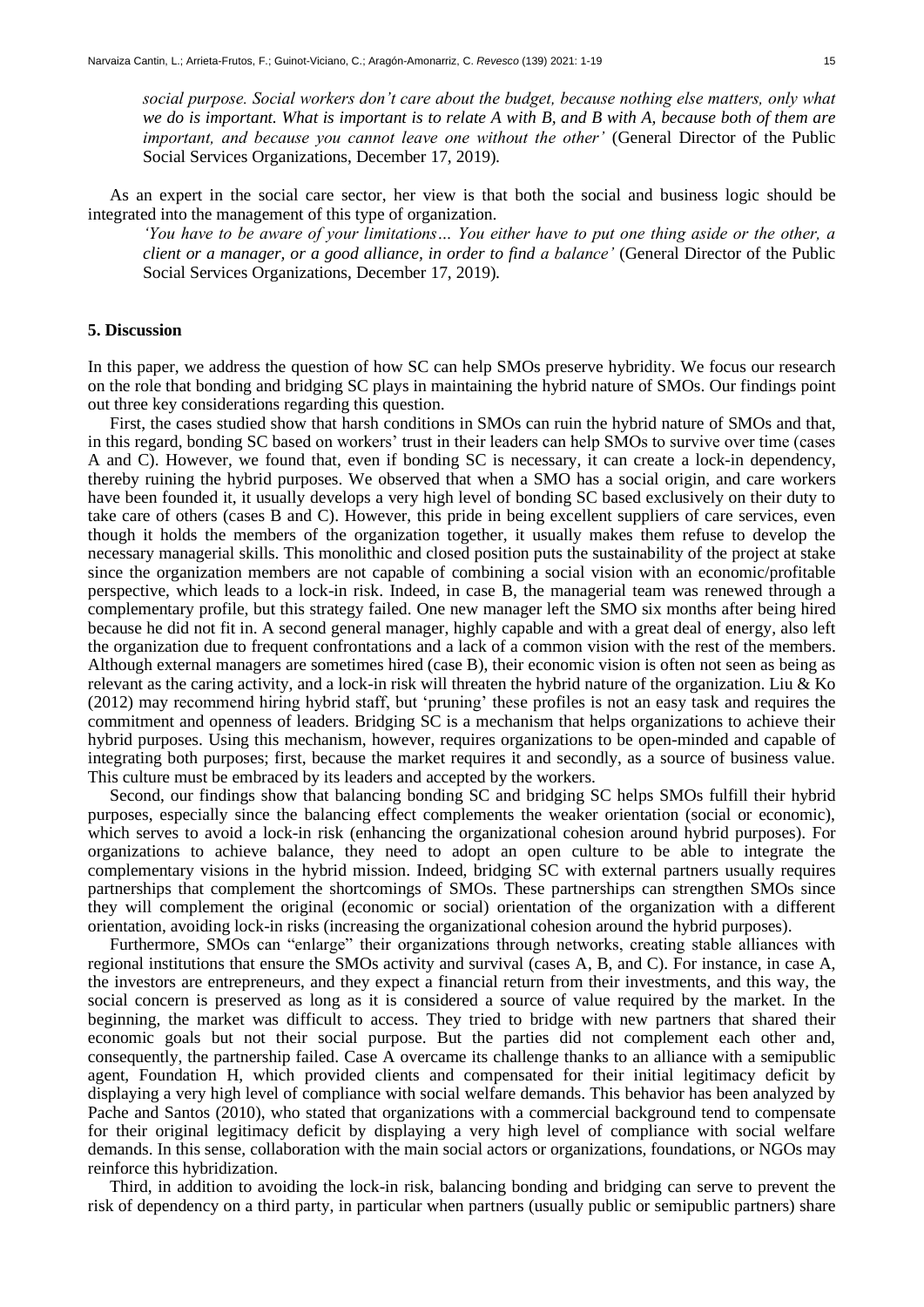*social purpose. Social workers don't care about the budget, because nothing else matters, only what we do is important. What is important is to relate A with B, and B with A, because both of them are important, and because you cannot leave one without the other'* (General Director of the Public Social Services Organizations, December 17, 2019).

As an expert in the social care sector, her view is that both the social and business logic should be integrated into the management of this type of organization.

*'You have to be aware of your limitations… You either have to put one thing aside or the other, a client or a manager, or a good alliance, in order to find a balance'* (General Director of the Public Social Services Organizations, December 17, 2019).

## 5. Discussion

In this paper, we address the question of how SC can help SMOs preserve hybridity. We focus our research on the role that bonding and bridging SC plays in maintaining the hybrid nature of SMOs. Our findings point out three key considerations regarding this question.

First, the cases studied show that harsh conditions in SMOs can ruin the hybrid nature of SMOs and that, in this regard, bonding SC based on workers' trust in their leaders can help SMOs to survive over time (cases A and C). However, we found that, even if bonding SC is necessary, it can create a lock-in dependency, thereby ruining the hybrid purposes. We observed that when a SMO has a social origin, and care workers have been founded it, it usually develops a very high level of bonding SC based exclusively on their duty to take care of others (cases B and C). However, this pride in being excellent suppliers of care services, even though it holds the members of the organization together, it usually makes them refuse to develop the necessary managerial skills. This monolithic and closed position puts the sustainability of the project at stake since the organization members are not capable of combining a social vision with an economic/profitable perspective, which leads to a lock-in risk. Indeed, in case B, the managerial team was renewed through a complementary profile, but this strategy failed. One new manager left the SMO six months after being hired because he did not fit in. A second general manager, highly capable and with a great deal of energy, also left the organization due to frequent confrontations and a lack of a common vision with the rest of the members. Although external managers are sometimes hired (case B), their economic vision is often not seen as being as relevant as the caring activity, and a lock-in risk will threaten the hybrid nature of the organization. Liu & Ko (2012) may recommend hiring hybrid staff, but 'pruning' these profiles is not an easy task and requires the commitment and openness of leaders. Bridging SC is a mechanism that helps organizations to achieve their hybrid purposes. Using this mechanism, however, requires organizations to be open-minded and capable of integrating both purposes; first, because the market requires it and secondly, as a source of business value. This culture must be embraced by its leaders and accepted by the workers.

Second, our findings show that balancing bonding SC and bridging SC helps SMOs fulfill their hybrid purposes, especially since the balancing effect complements the weaker orientation (social or economic), which serves to avoid a lock-in risk (enhancing the organizational cohesion around hybrid purposes). For organizations to achieve balance, they need to adopt an open culture to be able to integrate the complementary visions in the hybrid mission. Indeed, bridging SC with external partners usually requires partnerships that complement the shortcomings of SMOs. These partnerships can strengthen SMOs since they will complement the original (economic or social) orientation of the organization with a different orientation, avoiding lock-in risks (increasing the organizational cohesion around the hybrid purposes).

Furthermore, SMOs can "enlarge" their organizations through networks, creating stable alliances with regional institutions that ensure the SMOs activity and survival (cases A, B, and C). For instance, in case A, the investors are entrepreneurs, and they expect a financial return from their investments, and this way, the social concern is preserved as long as it is considered a source of value required by the market. In the beginning, the market was difficult to access. They tried to bridge with new partners that shared their economic goals but not their social purpose. But the parties did not complement each other and, consequently, the partnership failed. Case A overcame its challenge thanks to an alliance with a semipublic agent, Foundation H, which provided clients and compensated for their initial legitimacy deficit by displaying a very high level of compliance with social welfare demands. This behavior has been analyzed by Pache and Santos (2010), who stated that organizations with a commercial background tend to compensate for their original legitimacy deficit by displaying a very high level of compliance with social welfare demands. In this sense, collaboration with the main social actors or organizations, foundations, or NGOs may reinforce this hybridization.

Third, in addition to avoiding the lock-in risk, balancing bonding and bridging can serve to prevent the risk of dependency on a third party, in particular when partners (usually public or semipublic partners) share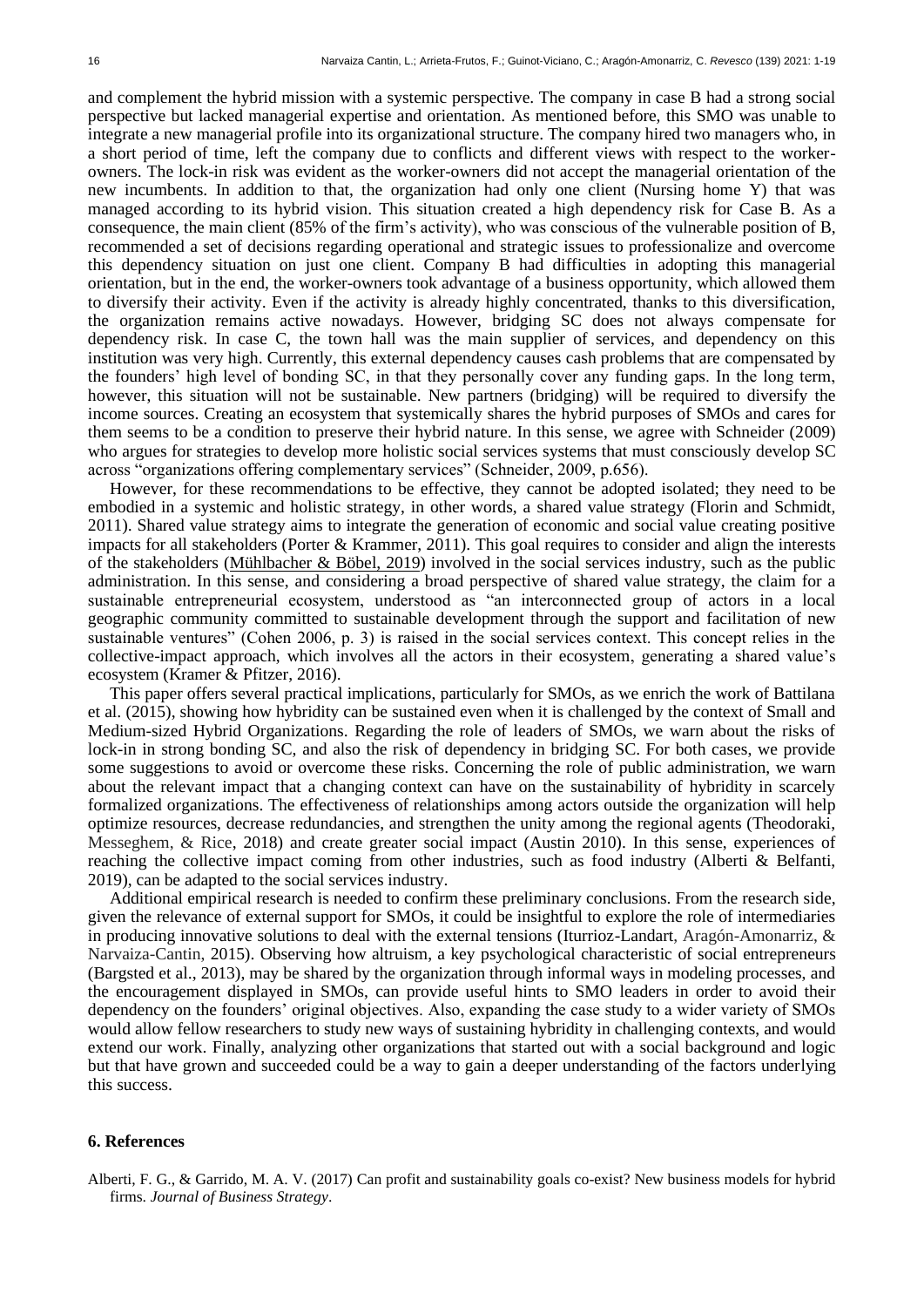and complement the hybrid mission with a systemic perspective. The company in case B had a strong social perspective but lacked managerial expertise and orientation. As mentioned before, this SMO was unable to integrate a new managerial profile into its organizational structure. The company hired two managers who, in a short period of time, left the company due to conflicts and different views with respect to the worker-owners. The lock-in risk was evident as the worker-owners did not accept the managerial orientation of the new incumbents. In addition to that, the organization had only one client (Nursing home Y) that was managed according to its hybrid vision. This situation created a high dependency risk for Case B. As a consequence, the main client (85% of the firm's activity), who was conscious of the vulnerable position of B, recommended a set of decisions regarding operational and strategic issues to professionalize and overcome this dependency situation on just one client. Company B had difficulties in adopting this managerial orientation, but in the end, the worker-owners took advantage of a business opportunity, which allowed them to diversify their activity. Even if the activity is already highly concentrated, thanks to this diversification, the organization remains active nowadays. However, bridging SC does not always compensate for dependency risk. In case C, the town hall was the main supplier of services, and dependency on this institution was very high. Currently, this external dependency causes cash problems that are compensated by the founders' high level of bonding SC, in that they personally cover any funding gaps. In the long term, however, this situation will not be sustainable. New partners (bridging) will be required to diversify the income sources. Creating an ecosystem that systemically shares the hybrid purposes of SMOs and cares for them seems to be a condition to preserve their hybrid nature. In this sense, we agree with Schneider (2009) who argues for strategies to develop more holistic social services systems that must consciously develop SC across "organizations offering complementary services" (Schneider, 2009, p.656).

However, for these recommendations to be effective, they cannot be adopted isolated; they need to be embodied in a systemic and holistic strategy, in other words, a shared value strategy (Florin and Schmidt, 2011). Shared value strategy aims to integrate the generation of economic and social value creating positive impacts for all stakeholders (Porter & Krammer, 2011). This goal requires to consider and align the interests of the stakeholders (Mühlbacher & Böbel, 2019) involved in the social services industry, such as the public administration. In this sense, and considering a broad perspective of shared value strategy, the claim for a sustainable entrepreneurial ecosystem, understood as "an interconnected group of actors in a local geographic community committed to sustainable development through the support and facilitation of new sustainable ventures" (Cohen 2006, p. 3) is raised in the social services context. This concept relies in the collective-impact approach, which involves all the actors in their ecosystem, generating a shared value's ecosystem (Kramer & Pfitzer, 2016).

This paper offers several practical implications, particularly for SMOs, as we enrich the work of Battilana et al. (2015), showing how hybridity can be sustained even when it is challenged by the context of Small and Medium-sized Hybrid Organizations. Regarding the role of leaders of SMOs, we warn about the risks of lock-in in strong bonding SC, and also the risk of dependency in bridging SC. For both cases, we provide some suggestions to avoid or overcome these risks. Concerning the role of public administration, we warn about the relevant impact that a changing context can have on the sustainability of hybridity in scarcely formalized organizations. The effectiveness of relationships among actors outside the organization will help optimize resources, decrease redundancies, and strengthen the unity among the regional agents (Theodoraki, Messeghem, & Rice, 2018) and create greater social impact (Austin 2010). In this sense, experiences of reaching the collective impact coming from other industries, such as food industry (Alberti & Belfanti, 2019), can be adapted to the social services industry.

Additional empirical research is needed to confirm these preliminary conclusions. From the research side, given the relevance of external support for SMOs, it could be insightful to explore the role of intermediaries in producing innovative solutions to deal with the external tensions (Iturrioz-Landart, Aragón-Amonarriz, & Narvaiza-Cantin, 2015). Observing how altruism, a key psychological characteristic of social entrepreneurs (Bargsted et al., 2013), may be shared by the organization through informal ways in modeling processes, and the encouragement displayed in SMOs, can provide useful hints to SMO leaders in order to avoid their dependency on the founders' original objectives. Also, expanding the case study to a wider variety of SMOs would allow fellow researchers to study new ways of sustaining hybridity in challenging contexts, and would extend our work. Finally, analyzing other organizations that started out with a social background and logic but that have grown and succeeded could be a way to gain a deeper understanding of the factors underlying this success.

## 6. References

Alberti, F. G., & Garrido, M. A. V. (2017) Can profit and sustainability goals co-exist? New business models for hybrid firms. *Journal of Business Strategy*.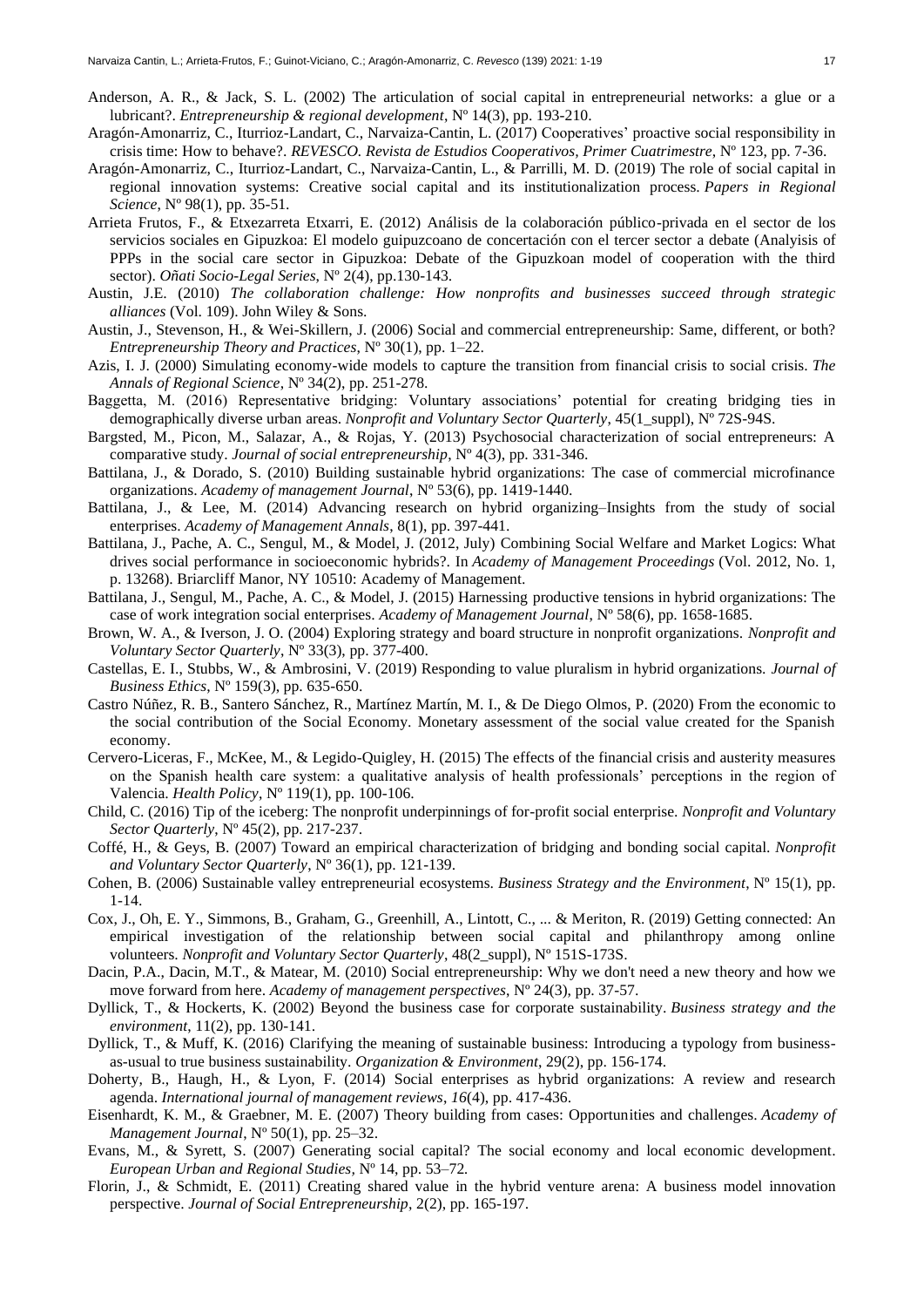Anderson, A. R., & Jack, S. L. (2002) The articulation of social capital in entrepreneurial networks: a glue or a lubricant?. *Entrepreneurship & regional development*, Nº 14(3), pp. 193-210.

Aragón-Amonarriz, C., Iturrioz-Landart, C., Narvaiza-Cantin, L. (2017) Cooperatives' proactive social responsibility in crisis time: How to behave?. *REVESCO. Revista de Estudios Cooperativos, Primer Cuatrimestre*, Nº 123, pp. 7-36.

Aragón-Amonarriz, C., Iturrioz-Landart, C., Narvaiza-Cantin, L., & Parrilli, M. D. (2019) The role of social capital in regional innovation systems: Creative social capital and its institutionalization process. *Papers in Regional Science*, Nº 98(1), pp. 35-51.

Arrieta Frutos, F., & Etxezarreta Etxarri, E. (2012) Análisis de la colaboración público-privada en el sector de los servicios sociales en Gipuzkoa: El modelo guipuzcoano de concertación con el tercer sector a debate (Analyisis of PPPs in the social care sector in Gipuzkoa: Debate of the Gipuzkoan model of cooperation with the third sector). *Oñati Socio-Legal Series*, Nº 2(4), pp.130-143.

Austin, J.E. (2010) *The collaboration challenge: How nonprofits and businesses succeed through strategic alliances* (Vol. 109). John Wiley & Sons.

Austin, J., Stevenson, H., & Wei-Skillern, J. (2006) Social and commercial entrepreneurship: Same, different, or both? *Entrepreneurship Theory and Practices*, Nº 30(1), pp. 1–22.

Azis, I. J. (2000) Simulating economy-wide models to capture the transition from financial crisis to social crisis. *The Annals of Regional Science*, Nº 34(2), pp. 251-278.

Baggetta, M. (2016) Representative bridging: Voluntary associations' potential for creating bridging ties in demographically diverse urban areas. *Nonprofit and Voluntary Sector Quarterly*, 45(1_suppl), Nº 72S-94S.

Bargsted, M., Picon, M., Salazar, A., & Rojas, Y. (2013) Psychosocial characterization of social entrepreneurs: A comparative study. *Journal of social entrepreneurship*, Nº 4(3), pp. 331-346.

Battilana, J., & Dorado, S. (2010) Building sustainable hybrid organizations: The case of commercial microfinance organizations. *Academy of management Journal*, Nº 53(6), pp. 1419-1440.

Battilana, J., & Lee, M. (2014) Advancing research on hybrid organizing–Insights from the study of social enterprises. *Academy of Management Annals*, 8(1), pp. 397-441.

Battilana, J., Pache, A. C., Sengul, M., & Model, J. (2012, July) Combining Social Welfare and Market Logics: What drives social performance in socioeconomic hybrids?. In *Academy of Management Proceedings* (Vol. 2012, No. 1, p. 13268). Briarcliff Manor, NY 10510: Academy of Management.

Battilana, J., Sengul, M., Pache, A. C., & Model, J. (2015) Harnessing productive tensions in hybrid organizations: The case of work integration social enterprises. *Academy of Management Journal*, Nº 58(6), pp. 1658-1685.

Brown, W. A., & Iverson, J. O. (2004) Exploring strategy and board structure in nonprofit organizations. *Nonprofit and Voluntary Sector Quarterly*, Nº 33(3), pp. 377-400.

Castellas, E. I., Stubbs, W., & Ambrosini, V. (2019) Responding to value pluralism in hybrid organizations. *Journal of Business Ethics*, Nº 159(3), pp. 635-650.

Castro Núñez, R. B., Santero Sánchez, R., Martínez Martín, M. I., & De Diego Olmos, P. (2020) From the economic to the social contribution of the Social Economy. Monetary assessment of the social value created for the Spanish economy.

Cervero-Liceras, F., McKee, M., & Legido-Quigley, H. (2015) The effects of the financial crisis and austerity measures on the Spanish health care system: a qualitative analysis of health professionals' perceptions in the region of Valencia. *Health Policy*, Nº 119(1), pp. 100-106.

Child, C. (2016) Tip of the iceberg: The nonprofit underpinnings of for-profit social enterprise. *Nonprofit and Voluntary Sector Quarterly*, Nº 45(2), pp. 217-237.

Coffé, H., & Geys, B. (2007) Toward an empirical characterization of bridging and bonding social capital. *Nonprofit and Voluntary Sector Quarterly*, Nº 36(1), pp. 121-139.

Cohen, B. (2006) Sustainable valley entrepreneurial ecosystems. *Business Strategy and the Environment*, Nº 15(1), pp. 1-14.

Cox, J., Oh, E. Y., Simmons, B., Graham, G., Greenhill, A., Lintott, C., ... & Meriton, R. (2019) Getting connected: An empirical investigation of the relationship between social capital and philanthropy among online volunteers. *Nonprofit and Voluntary Sector Quarterly*, 48(2_suppl), Nº 151S-173S.

Dacin, P.A., Dacin, M.T., & Matear, M. (2010) Social entrepreneurship: Why we don't need a new theory and how we move forward from here. *Academy of management perspectives*, Nº 24(3), pp. 37-57.

Dyllick, T., & Hockerts, K. (2002) Beyond the business case for corporate sustainability. *Business strategy and the environment*, 11(2), pp. 130-141.

Dyllick, T., & Muff, K. (2016) Clarifying the meaning of sustainable business: Introducing a typology from business-as-usual to true business sustainability. *Organization & Environment*, 29(2), pp. 156-174.

Doherty, B., Haugh, H., & Lyon, F. (2014) Social enterprises as hybrid organizations: A review and research agenda. *International journal of management reviews*, *16*(4), pp. 417-436.

Eisenhardt, K. M., & Graebner, M. E. (2007) Theory building from cases: Opportunities and challenges. *Academy of Management Journal*, Nº 50(1), pp. 25–32.

Evans, M., & Syrett, S. (2007) Generating social capital? The social economy and local economic development. *European Urban and Regional Studies*, Nº 14, pp. 53–72.

Florin, J., & Schmidt, E. (2011) Creating shared value in the hybrid venture arena: A business model innovation perspective. *Journal of Social Entrepreneurship*, 2(2), pp. 165-197.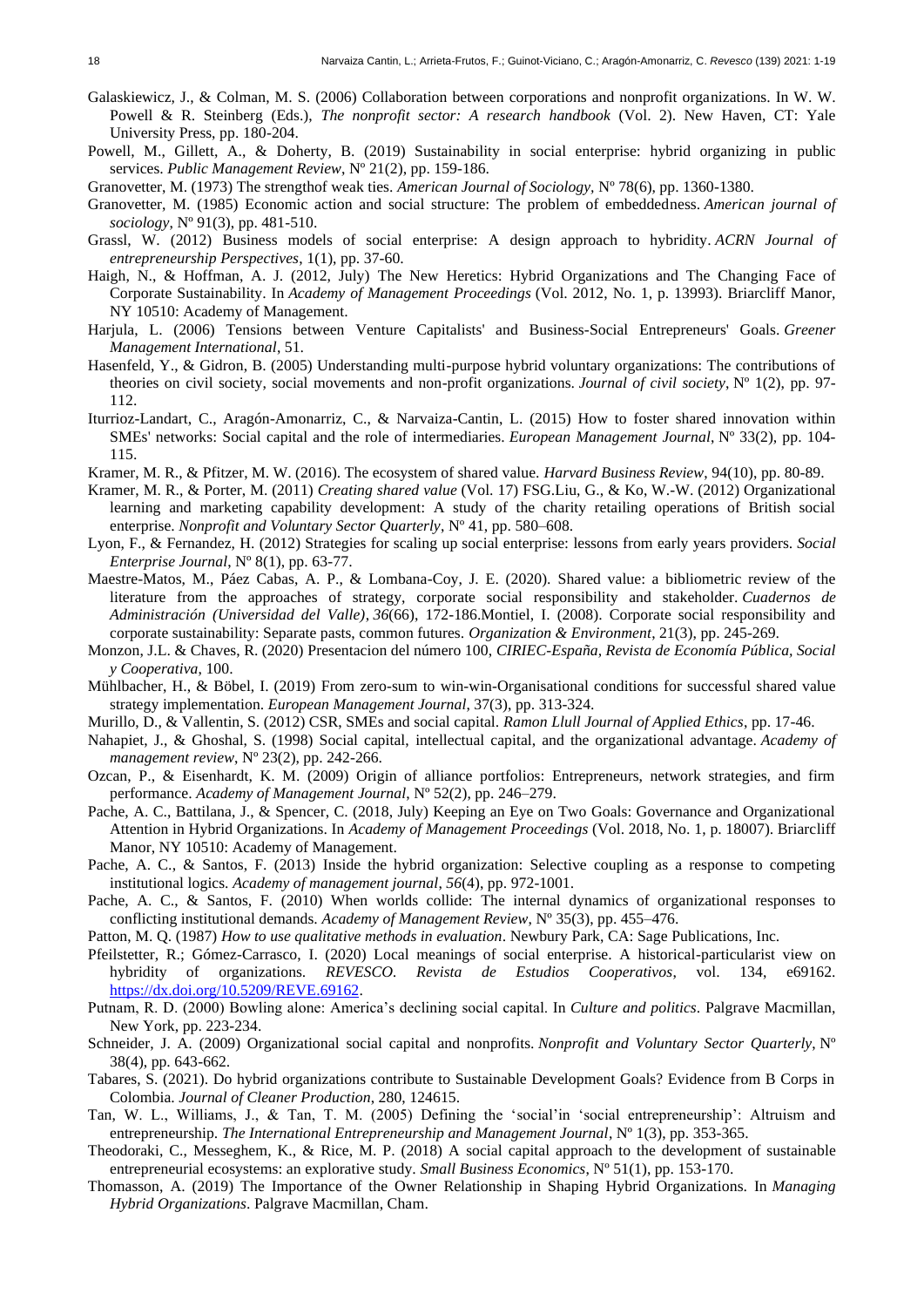Galaskiewicz, J., & Colman, M. S. (2006) Collaboration between corporations and nonprofit organizations. In W. W. Powell & R. Steinberg (Eds.), *The nonprofit sector: A research handbook* (Vol. 2). New Haven, CT: Yale University Press, pp. 180-204.

Powell, M., Gillett, A., & Doherty, B. (2019) Sustainability in social enterprise: hybrid organizing in public services. *Public Management Review*, Nº 21(2), pp. 159-186.

Granovetter, M. (1973) The strengthof weak ties. *American Journal of Sociology,* Nº 78(6), pp. 1360-1380.

Granovetter, M. (1985) Economic action and social structure: The problem of embeddedness. *American journal of sociology*, Nº 91(3), pp. 481-510.

Grassl, W. (2012) Business models of social enterprise: A design approach to hybridity. *ACRN Journal of entrepreneurship Perspectives*, 1(1), pp. 37-60.

Haigh, N., & Hoffman, A. J. (2012, July) The New Heretics: Hybrid Organizations and The Changing Face of Corporate Sustainability. In *Academy of Management Proceedings* (Vol. 2012, No. 1, p. 13993). Briarcliff Manor, NY 10510: Academy of Management.

Harjula, L. (2006) Tensions between Venture Capitalists' and Business-Social Entrepreneurs' Goals. *Greener Management International*, 51.

Hasenfeld, Y., & Gidron, B. (2005) Understanding multi-purpose hybrid voluntary organizations: The contributions of theories on civil society, social movements and non-profit organizations. *Journal of civil society*, Nº 1(2), pp. 97-112.

Iturrioz-Landart, C., Aragón-Amonarriz, C., & Narvaiza-Cantin, L. (2015) How to foster shared innovation within SMEs' networks: Social capital and the role of intermediaries. *European Management Journal*, Nº 33(2), pp. 104-115.

Kramer, M. R., & Pfitzer, M. W. (2016). The ecosystem of shared value. *Harvard Business Review*, 94(10), pp. 80-89.

Kramer, M. R., & Porter, M. (2011) *Creating shared value* (Vol. 17) FSG.Liu, G., & Ko, W.-W. (2012) Organizational learning and marketing capability development: A study of the charity retailing operations of British social enterprise. *Nonprofit and Voluntary Sector Quarterly*, Nº 41, pp. 580–608.

Lyon, F., & Fernandez, H. (2012) Strategies for scaling up social enterprise: lessons from early years providers. *Social Enterprise Journal*, Nº 8(1), pp. 63-77.

Maestre-Matos, M., Páez Cabas, A. P., & Lombana-Coy, J. E. (2020). Shared value: a bibliometric review of the literature from the approaches of strategy, corporate social responsibility and stakeholder. *Cuadernos de Administración (Universidad del Valle)*, *36*(66), 172-186.Montiel, I. (2008). Corporate social responsibility and corporate sustainability: Separate pasts, common futures. *Organization & Environment*, 21(3), pp. 245-269.

Monzon, J.L. & Chaves, R. (2020) Presentacion del número 100, *CIRIEC-España, Revista de Economía Pública, Social y Cooperativa*, 100.

Mühlbacher, H., & Böbel, I. (2019) From zero-sum to win-win-Organisational conditions for successful shared value strategy implementation. *European Management Journal*, 37(3), pp. 313-324.

Murillo, D., & Vallentin, S. (2012) CSR, SMEs and social capital. *Ramon Llull Journal of Applied Ethics*, pp. 17-46.

Nahapiet, J., & Ghoshal, S. (1998) Social capital, intellectual capital, and the organizational advantage. *Academy of management review*, Nº 23(2), pp. 242-266.

Ozcan, P., & Eisenhardt, K. M. (2009) Origin of alliance portfolios: Entrepreneurs, network strategies, and firm performance. *Academy of Management Journal*, Nº 52(2), pp. 246–279.

Pache, A. C., Battilana, J., & Spencer, C. (2018, July) Keeping an Eye on Two Goals: Governance and Organizational Attention in Hybrid Organizations. In *Academy of Management Proceedings* (Vol. 2018, No. 1, p. 18007). Briarcliff Manor, NY 10510: Academy of Management.

Pache, A. C., & Santos, F. (2013) Inside the hybrid organization: Selective coupling as a response to competing institutional logics. *Academy of management journal*, *56*(4), pp. 972-1001.

Pache, A. C., & Santos, F. (2010) When worlds collide: The internal dynamics of organizational responses to conflicting institutional demands. *Academy of Management Review*, Nº 35(3), pp. 455–476.

Patton, M. Q. (1987) *How to use qualitative methods in evaluation*. Newbury Park, CA: Sage Publications, Inc.

Pfeilstetter, R.; Gómez-Carrasco, I. (2020) Local meanings of social enterprise. A historical-particularist view on hybridity of organizations. *REVESCO. Revista de Estudios Cooperativos*, vol. 134, e69162. https://dx.doi.org/10.5209/REVE.69162.

Putnam, R. D. (2000) Bowling alone: America's declining social capital. In *Culture and politics*. Palgrave Macmillan, New York, pp. 223-234.

Schneider, J. A. (2009) Organizational social capital and nonprofits. *Nonprofit and Voluntary Sector Quarterly*, Nº 38(4), pp. 643-662.

Tabares, S. (2021). Do hybrid organizations contribute to Sustainable Development Goals? Evidence from B Corps in Colombia. *Journal of Cleaner Production*, 280, 124615.

Tan, W. L., Williams, J., & Tan, T. M. (2005) Defining the 'social'in 'social entrepreneurship': Altruism and entrepreneurship. *The International Entrepreneurship and Management Journal*, Nº 1(3), pp. 353-365.

Theodoraki, C., Messeghem, K., & Rice, M. P. (2018) A social capital approach to the development of sustainable entrepreneurial ecosystems: an explorative study. *Small Business Economics*, Nº 51(1), pp. 153-170.

Thomasson, A. (2019) The Importance of the Owner Relationship in Shaping Hybrid Organizations. In *Managing Hybrid Organizations*. Palgrave Macmillan, Cham.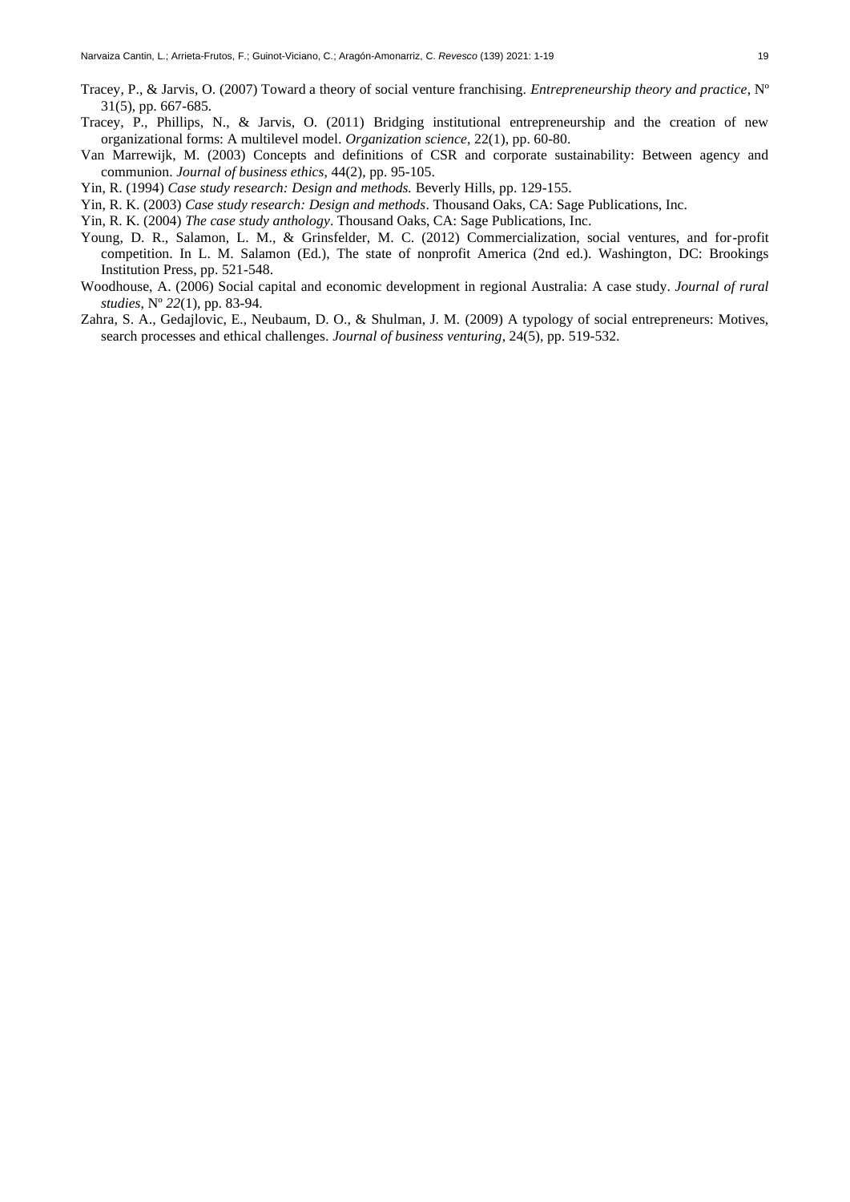Tracey, P., & Jarvis, O. (2007) Toward a theory of social venture franchising. *Entrepreneurship theory and practice*, Nº 31(5), pp. 667-685.

Tracey, P., Phillips, N., & Jarvis, O. (2011) Bridging institutional entrepreneurship and the creation of new organizational forms: A multilevel model. *Organization science*, 22(1), pp. 60-80.

Van Marrewijk, M. (2003) Concepts and definitions of CSR and corporate sustainability: Between agency and communion. *Journal of business ethics*, 44(2), pp. 95-105.

Yin, R. (1994) *Case study research: Design and methods.* Beverly Hills, pp. 129-155.

Yin, R. K. (2003) *Case study research: Design and methods*. Thousand Oaks, CA: Sage Publications, Inc.

Yin, R. K. (2004) *The case study anthology*. Thousand Oaks, CA: Sage Publications, Inc.

Young, D. R., Salamon, L. M., & Grinsfelder, M. C. (2012) Commercialization, social ventures, and for-profit competition. In L. M. Salamon (Ed.), The state of nonprofit America (2nd ed.). Washington, DC: Brookings Institution Press, pp. 521-548.

Woodhouse, A. (2006) Social capital and economic development in regional Australia: A case study. *Journal of rural studies*, Nº *22*(1), pp. 83-94.

Zahra, S. A., Gedajlovic, E., Neubaum, D. O., & Shulman, J. M. (2009) A typology of social entrepreneurs: Motives, search processes and ethical challenges. *Journal of business venturing*, 24(5), pp. 519-532.